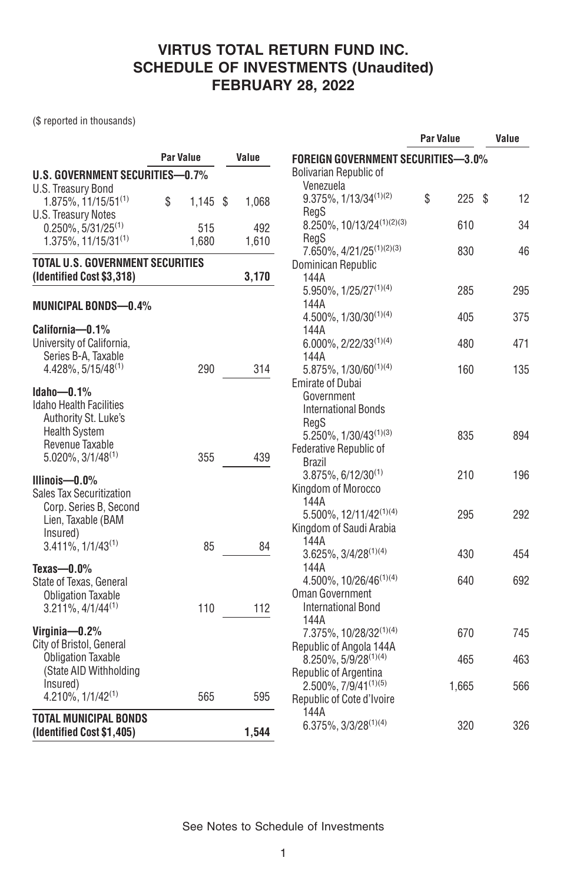# VIRTUS TOTAL RETURN FUND INC.
## SCHEDULE OF INVESTMENTS (Unaudited)
## FEBRUARY 28, 2022

($ reported in thousands)

| | Par Value | Value |
|---|---|---|
| **U.S. GOVERNMENT SECURITIES—0.7%** | | |
| U.S. Treasury Bond | | |
| 1.875%, 11/15/51[1] | $ 1,145 | $ 1,068 |
| U.S. Treasury Notes | | |
| 0.250%, 5/31/25[1] | 515 | 492 |
| 1.375%, 11/15/31[1] | 1,680 | 1,610 |
| **TOTAL U.S. GOVERNMENT SECURITIES (Identified Cost $3,318)** | | **3,170** |
| **MUNICIPAL BONDS—0.4%** | | |
| **California—0.1%** | | |
| University of California, Series B-A, Taxable | | |
| 4.428%, 5/15/48[1] | 290 | 314 |
| **Idaho—0.1%** | | |
| Idaho Health Facilities Authority St. Luke's Health System Revenue Taxable | | |
| 5.020%, 3/1/48[1] | 355 | 439 |
| **Illinois—0.0%** | | |
| Sales Tax Securitization Corp. Series B, Second Lien, Taxable (BAM Insured) | | |
| 3.411%, 1/1/43[1] | 85 | 84 |
| **Texas—0.0%** | | |
| State of Texas, General Obligation Taxable | | |
| 3.211%, 4/1/44[1] | 110 | 112 |
| **Virginia—0.2%** | | |
| City of Bristol, General Obligation Taxable (State AID Withholding Insured) | | |
| 4.210%, 1/1/42[1] | 565 | 595 |
| **TOTAL MUNICIPAL BONDS (Identified Cost $1,405)** | | **1,544** |

| | Par Value | Value |
|---|---|---|
| **FOREIGN GOVERNMENT SECURITIES—3.0%** | | |
| Bolivarian Republic of Venezuela | | |
| 9.375%, 1/13/34[1][2] | $ 225 | $ 12 |
| RegS 8.250%, 10/13/24[1][2][3] | 610 | 34 |
| RegS 7.650%, 4/21/25[1][2][3] | 830 | 46 |
| Dominican Republic | | |
| 144A 5.950%, 1/25/27[1][4] | 285 | 295 |
| 144A 4.500%, 1/30/30[1][4] | 405 | 375 |
| 144A 6.000%, 2/22/33[1][4] | 480 | 471 |
| 144A 5.875%, 1/30/60[1][4] | 160 | 135 |
| Emirate of Dubai Government International Bonds | | |
| RegS 5.250%, 1/30/43[1][3] | 835 | 894 |
| Federative Republic of Brazil | | |
| 3.875%, 6/12/30[1] | 210 | 196 |
| Kingdom of Morocco | | |
| 144A 5.500%, 12/11/42[1][4] | 295 | 292 |
| Kingdom of Saudi Arabia | | |
| 144A 3.625%, 3/4/28[1][4] | 430 | 454 |
| 144A 4.500%, 10/26/46[1][4] | 640 | 692 |
| Oman Government International Bond | | |
| 144A 7.375%, 10/28/32[1][4] | 670 | 745 |
| Republic of Angola 144A | | |
| 8.250%, 5/9/28[1][4] | 465 | 463 |
| Republic of Argentina | | |
| 2.500%, 7/9/41[1][5] | 1,665 | 566 |
| Republic of Cote d'Ivoire | | |
| 144A 6.375%, 3/3/28[1][4] | 320 | 326 |

See Notes to Schedule of Investments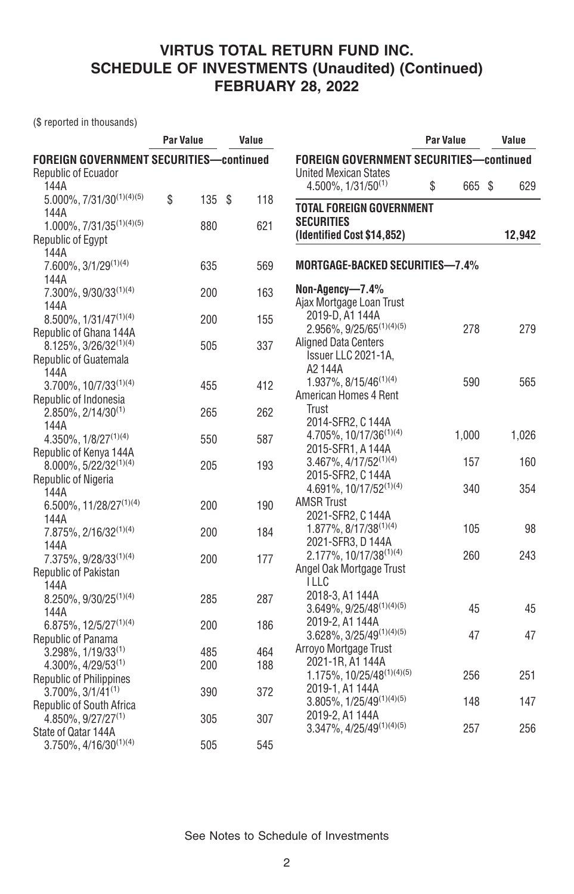# VIRTUS TOTAL RETURN FUND INC.
## SCHEDULE OF INVESTMENTS (Unaudited) (Continued)
## FEBRUARY 28, 2022

($ reported in thousands)

| | Par Value | Value |
|---|---|---|
| **FOREIGN GOVERNMENT SECURITIES—continued** | | |
| Republic of Ecuador | | |
| 144A 5.000%, 7/31/30[1][4][5] | $ 135 | $ 118 |
| 144A 1.000%, 7/31/35[1][4][5] | 880 | 621 |
| Republic of Egypt | | |
| 144A 7.600%, 3/1/29[1][4] | 635 | 569 |
| 144A 7.300%, 9/30/33[1][4] | 200 | 163 |
| 144A 8.500%, 1/31/47[1][4] | 200 | 155 |
| Republic of Ghana 144A 8.125%, 3/26/32[1][4] | 505 | 337 |
| Republic of Guatemala | | |
| 144A 3.700%, 10/7/33[1][4] | 455 | 412 |
| Republic of Indonesia | | |
| 2.850%, 2/14/30[1] | 265 | 262 |
| 144A 4.350%, 1/8/27[1][4] | 550 | 587 |
| Republic of Kenya 144A 8.000%, 5/22/32[1][4] | 205 | 193 |
| Republic of Nigeria | | |
| 144A 6.500%, 11/28/27[1][4] | 200 | 190 |
| 144A 7.875%, 2/16/32[1][4] | 200 | 184 |
| 144A 7.375%, 9/28/33[1][4] | 200 | 177 |
| Republic of Pakistan | | |
| 144A 8.250%, 9/30/25[1][4] | 285 | 287 |
| 144A 6.875%, 12/5/27[1][4] | 200 | 186 |
| Republic of Panama | | |
| 3.298%, 1/19/33[1] | 485 | 464 |
| 4.300%, 4/29/53[1] | 200 | 188 |
| Republic of Philippines 3.700%, 3/1/41[1] | 390 | 372 |
| Republic of South Africa 4.850%, 9/27/27[1] | 305 | 307 |
| State of Qatar 144A 3.750%, 4/16/30[1][4] | 505 | 545 |
| United Mexican States 4.500%, 1/31/50[1] | $ 665 | $ 629 |
| **TOTAL FOREIGN GOVERNMENT SECURITIES (Identified Cost $14,852)** | | **12,942** |
| | | |
| **MORTGAGE-BACKED SECURITIES—7.4%** | | |
| **Non-Agency—7.4%** | | |
| Ajax Mortgage Loan Trust 2019-D, A1 144A 2.956%, 9/25/65[1][4][5] | 278 | 279 |
| Aligned Data Centers Issuer LLC 2021-1A, A2 144A 1.937%, 8/15/46[1][4] | 590 | 565 |
| American Homes 4 Rent Trust | | |
| 2014-SFR2, C 144A 4.705%, 10/17/36[1][4] | 1,000 | 1,026 |
| 2015-SFR1, A 144A 3.467%, 4/17/52[1][4] | 157 | 160 |
| 2015-SFR2, C 144A 4.691%, 10/17/52[1][4] | 340 | 354 |
| AMSR Trust | | |
| 2021-SFR2, C 144A 1.877%, 8/17/38[1][4] | 105 | 98 |
| 2021-SFR3, D 144A 2.177%, 10/17/38[1][4] | 260 | 243 |
| Angel Oak Mortgage Trust I LLC | | |
| 2018-3, A1 144A 3.649%, 9/25/48[1][4][5] | 45 | 45 |
| 2019-2, A1 144A 3.628%, 3/25/49[1][4][5] | 47 | 47 |
| Arroyo Mortgage Trust | | |
| 2021-1R, A1 144A 1.175%, 10/25/48[1][4][5] | 256 | 251 |
| 2019-1, A1 144A 3.805%, 1/25/49[1][4][5] | 148 | 147 |
| 2019-2, A1 144A 3.347%, 4/25/49[1][4][5] | 257 | 256 |

See Notes to Schedule of Investments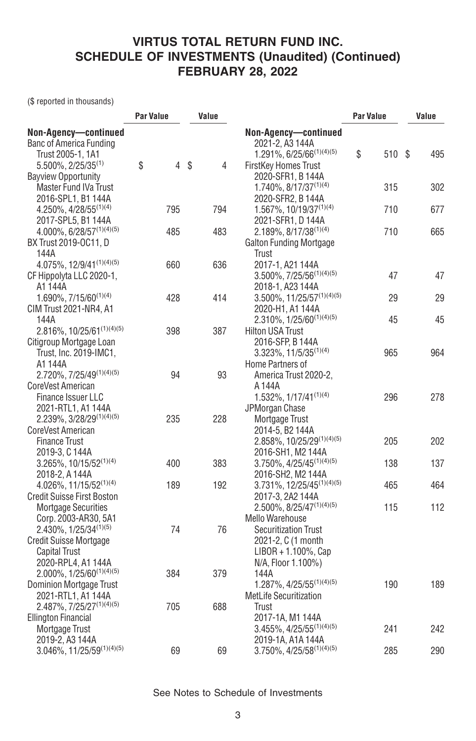# VIRTUS TOTAL RETURN FUND INC.
## SCHEDULE OF INVESTMENTS (Unaudited) (Continued)
## FEBRUARY 28, 2022

($ reported in thousands)

| | Par Value | Value |
|---|---|---|
| **Non-Agency—continued** | | |
| Banc of America Funding Trust 2005-1, 1A1 5.500%, 2/25/35[1] | $ 4 | $ 4 |
| Bayview Opportunity Master Fund IVa Trust | | |
| 2016-SPL1, B1 144A 4.250%, 4/28/55[1][4] | 795 | 794 |
| 2017-SPL5, B1 144A 4.000%, 6/28/57[1][4][5] | 485 | 483 |
| BX Trust 2019-OC11, D 144A 4.075%, 12/9/41[1][4][5] | 660 | 636 |
| CF Hippolyta LLC 2020-1, A1 144A 1.690%, 7/15/60[1][4] | 428 | 414 |
| CIM Trust 2021-NR4, A1 144A 2.816%, 10/25/61[1][4][5] | 398 | 387 |
| Citigroup Mortgage Loan Trust, Inc. 2019-IMC1, A1 144A 2.720%, 7/25/49[1][4][5] | 94 | 93 |
| CoreVest American Finance Issuer LLC 2021-RTL1, A1 144A 2.239%, 3/28/29[1][4][5] | 235 | 228 |
| CoreVest American Finance Trust | | |
| 2019-3, C 144A 3.265%, 10/15/52[1][4] | 400 | 383 |
| 2018-2, A 144A 4.026%, 11/15/52[1][4] | 189 | 192 |
| Credit Suisse First Boston Mortgage Securities Corp. 2003-AR30, 5A1 2.430%, 1/25/34[1][5] | 74 | 76 |
| Credit Suisse Mortgage Capital Trust 2020-RPL4, A1 144A 2.000%, 1/25/60[1][4][5] | 384 | 379 |
| Dominion Mortgage Trust 2021-RTL1, A1 144A 2.487%, 7/25/27[1][4][5] | 705 | 688 |
| Ellington Financial Mortgage Trust | | |
| 2019-2, A3 144A 3.046%, 11/25/59[1][4][5] | 69 | 69 |
| **Non-Agency—continued** | | |
| 2021-2, A3 144A 1.291%, 6/25/66[1][4][5] | $ 510 | $ 495 |
| FirstKey Homes Trust | | |
| 2020-SFR1, B 144A 1.740%, 8/17/37[1][4] | 315 | 302 |
| 2020-SFR2, B 144A 1.567%, 10/19/37[1][4] | 710 | 677 |
| 2021-SFR1, D 144A 2.189%, 8/17/38[1][4] | 710 | 665 |
| Galton Funding Mortgage Trust | | |
| 2017-1, A21 144A 3.500%, 7/25/56[1][4][5] | 47 | 47 |
| 2018-1, A23 144A 3.500%, 11/25/57[1][4][5] | 29 | 29 |
| 2020-H1, A1 144A 2.310%, 1/25/60[1][4][5] | 45 | 45 |
| Hilton USA Trust 2016-SFP, B 144A 3.323%, 11/5/35[1][4] | 965 | 964 |
| Home Partners of America Trust 2020-2, A 144A 1.532%, 1/17/41[1][4] | 296 | 278 |
| JPMorgan Chase Mortgage Trust | | |
| 2014-5, B2 144A 2.858%, 10/25/29[1][4][5] | 205 | 202 |
| 2016-SH1, M2 144A 3.750%, 4/25/45[1][4][5] | 138 | 137 |
| 2016-SH2, M2 144A 3.731%, 12/25/45[1][4][5] | 465 | 464 |
| 2017-3, 2A2 144A 2.500%, 8/25/47[1][4][5] | 115 | 112 |
| Mello Warehouse Securitization Trust 2021-2, C (1 month LIBOR + 1.100%, Cap N/A, Floor 1.100%) 144A 1.287%, 4/25/55[1][4][5] | 190 | 189 |
| MetLife Securitization Trust | | |
| 2017-1A, M1 144A 3.455%, 4/25/55[1][4][5] | 241 | 242 |
| 2019-1A, A1A 144A 3.750%, 4/25/58[1][4][5] | 285 | 290 |

See Notes to Schedule of Investments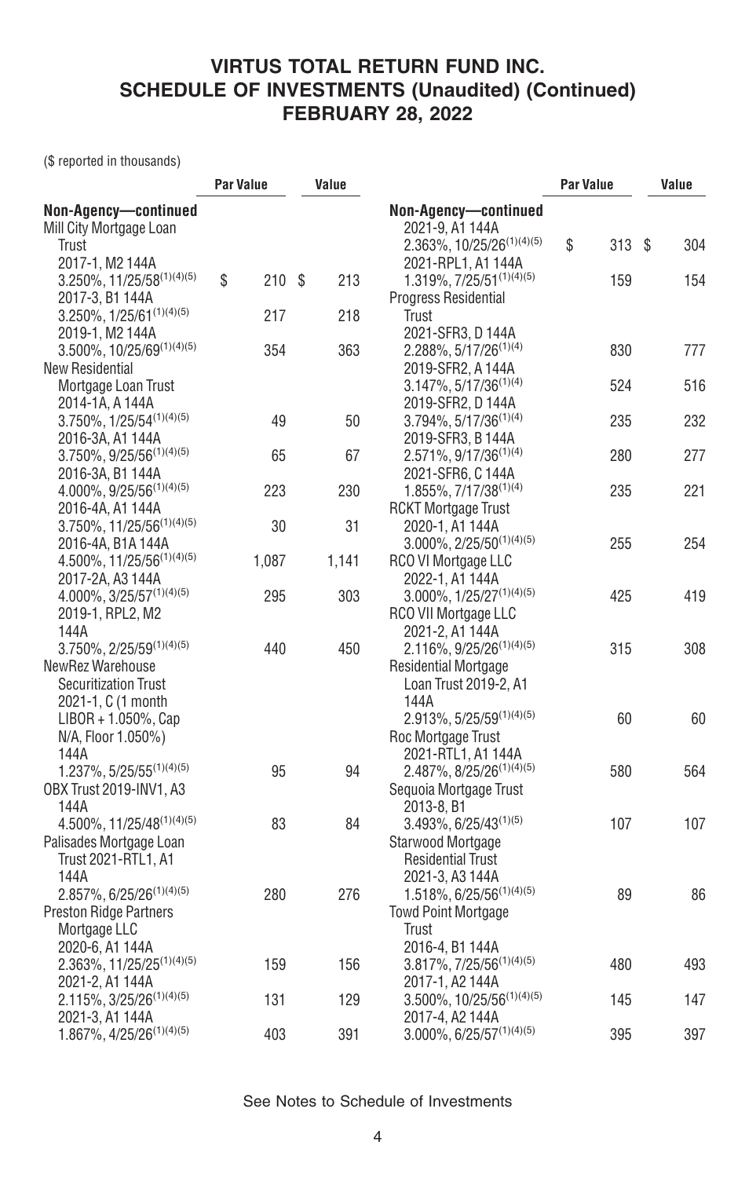# VIRTUS TOTAL RETURN FUND INC.
## SCHEDULE OF INVESTMENTS (Unaudited) (Continued)
## FEBRUARY 28, 2022

($ reported in thousands)

| | Par Value | Value |
|---|---|---|
| **Non-Agency—continued** | | |
| Mill City Mortgage Loan Trust | | |
| 2017-1, M2 144A 3.250%, 11/25/58(1)(4)(5) | $ 210 | $ 213 |
| 2017-3, B1 144A 3.250%, 1/25/61(1)(4)(5) | 217 | 218 |
| 2019-1, M2 144A 3.500%, 10/25/69(1)(4)(5) | 354 | 363 |
| New Residential Mortgage Loan Trust | | |
| 2014-1A, A 144A 3.750%, 1/25/54(1)(4)(5) | 49 | 50 |
| 2016-3A, A1 144A 3.750%, 9/25/56(1)(4)(5) | 65 | 67 |
| 2016-3A, B1 144A 4.000%, 9/25/56(1)(4)(5) | 223 | 230 |
| 2016-4A, A1 144A 3.750%, 11/25/56(1)(4)(5) | 30 | 31 |
| 2016-4A, B1A 144A 4.500%, 11/25/56(1)(4)(5) | 1,087 | 1,141 |
| 2017-2A, A3 144A 4.000%, 3/25/57(1)(4)(5) | 295 | 303 |
| 2019-1, RPL2, M2 144A 3.750%, 2/25/59(1)(4)(5) | 440 | 450 |
| NewRez Warehouse Securitization Trust 2021-1, C (1 month LIBOR + 1.050%, Cap N/A, Floor 1.050%) 144A 1.237%, 5/25/55(1)(4)(5) | 95 | 94 |
| OBX Trust 2019-INV1, A3 144A 4.500%, 11/25/48(1)(4)(5) | 83 | 84 |
| Palisades Mortgage Loan Trust 2021-RTL1, A1 144A 2.857%, 6/25/26(1)(4)(5) | 280 | 276 |
| Preston Ridge Partners Mortgage LLC | | |
| 2020-6, A1 144A 2.363%, 11/25/25(1)(4)(5) | 159 | 156 |
| 2021-2, A1 144A 2.115%, 3/25/26(1)(4)(5) | 131 | 129 |
| 2021-3, A1 144A 1.867%, 4/25/26(1)(4)(5) | 403 | 391 |
| **Non-Agency—continued** | | |
| 2021-9, A1 144A 2.363%, 10/25/26(1)(4)(5) | $ 313 | $ 304 |
| 2021-RPL1, A1 144A 1.319%, 7/25/51(1)(4)(5) | 159 | 154 |
| Progress Residential Trust | | |
| 2021-SFR3, D 144A 2.288%, 5/17/26(1)(4) | 830 | 777 |
| 2019-SFR2, A 144A 3.147%, 5/17/36(1)(4) | 524 | 516 |
| 2019-SFR2, D 144A 3.794%, 5/17/36(1)(4) | 235 | 232 |
| 2019-SFR3, B 144A 2.571%, 9/17/36(1)(4) | 280 | 277 |
| 2021-SFR6, C 144A 1.855%, 7/17/38(1)(4) | 235 | 221 |
| RCKT Mortgage Trust 2020-1, A1 144A 3.000%, 2/25/50(1)(4)(5) | 255 | 254 |
| RCO VI Mortgage LLC 2022-1, A1 144A 3.000%, 1/25/27(1)(4)(5) | 425 | 419 |
| RCO VII Mortgage LLC 2021-2, A1 144A 2.116%, 9/25/26(1)(4)(5) | 315 | 308 |
| Residential Mortgage Loan Trust 2019-2, A1 144A 2.913%, 5/25/59(1)(4)(5) | 60 | 60 |
| Roc Mortgage Trust 2021-RTL1, A1 144A 2.487%, 8/25/26(1)(4)(5) | 580 | 564 |
| Sequoia Mortgage Trust 2013-8, B1 3.493%, 6/25/43(1)(5) | 107 | 107 |
| Starwood Mortgage Residential Trust 2021-3, A3 144A 1.518%, 6/25/56(1)(4)(5) | 89 | 86 |
| Towd Point Mortgage Trust | | |
| 2016-4, B1 144A 3.817%, 7/25/56(1)(4)(5) | 480 | 493 |
| 2017-1, A2 144A 3.500%, 10/25/56(1)(4)(5) | 145 | 147 |
| 2017-4, A2 144A 3.000%, 6/25/57(1)(4)(5) | 395 | 397 |

See Notes to Schedule of Investments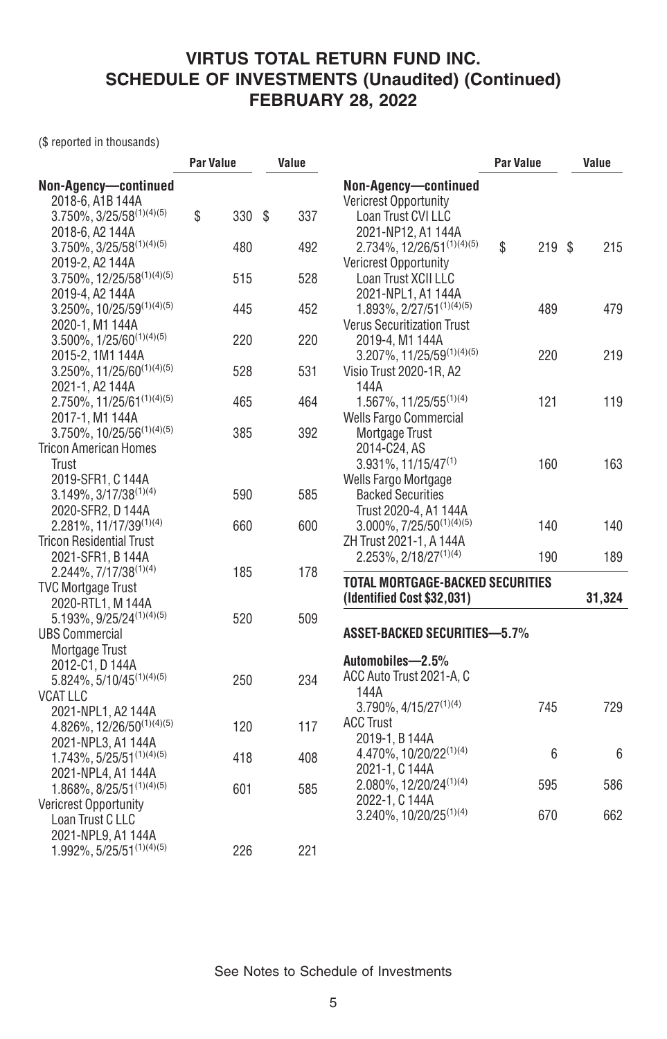# VIRTUS TOTAL RETURN FUND INC.
## SCHEDULE OF INVESTMENTS (Unaudited) (Continued)
## FEBRUARY 28, 2022

($ reported in thousands)

| | Par Value | Value |
|---|---|---|
| **Non-Agency—continued** | | |
| 2018-6, A1B 144A 3.750%, 3/25/58[(1)(4)(5)] | $ 330 | $ 337 |
| 2018-6, A2 144A 3.750%, 3/25/58[(1)(4)(5)] | 480 | 492 |
| 2019-2, A2 144A 3.750%, 12/25/58[(1)(4)(5)] | 515 | 528 |
| 2019-4, A2 144A 3.250%, 10/25/59[(1)(4)(5)] | 445 | 452 |
| 2020-1, M1 144A 3.500%, 1/25/60[(1)(4)(5)] | 220 | 220 |
| 2015-2, 1M1 144A 3.250%, 11/25/60[(1)(4)(5)] | 528 | 531 |
| 2021-1, A2 144A 2.750%, 11/25/61[(1)(4)(5)] | 465 | 464 |
| 2017-1, M1 144A 3.750%, 10/25/56[(1)(4)(5)] | 385 | 392 |
| Tricon American Homes Trust | | |
| 2019-SFR1, C 144A 3.149%, 3/17/38[(1)(4)] | 590 | 585 |
| 2020-SFR2, D 144A 2.281%, 11/17/39[(1)(4)] | 660 | 600 |
| Tricon Residential Trust 2021-SFR1, B 144A 2.244%, 7/17/38[(1)(4)] | 185 | 178 |
| TVC Mortgage Trust 2020-RTL1, M 144A 5.193%, 9/25/24[(1)(4)(5)] | 520 | 509 |
| UBS Commercial Mortgage Trust 2012-C1, D 144A 5.824%, 5/10/45[(1)(4)(5)] | 250 | 234 |
| VCAT LLC | | |
| 2021-NPL1, A2 144A 4.826%, 12/26/50[(1)(4)(5)] | 120 | 117 |
| 2021-NPL3, A1 144A 1.743%, 5/25/51[(1)(4)(5)] | 418 | 408 |
| 2021-NPL4, A1 144A 1.868%, 8/25/51[(1)(4)(5)] | 601 | 585 |
| Vericrest Opportunity Loan Trust C LLC 2021-NPL9, A1 144A 1.992%, 5/25/51[(1)(4)(5)] | 226 | 221 |
| Vericrest Opportunity Loan Trust CVI LLC 2021-NP12, A1 144A 2.734%, 12/26/51[(1)(4)(5)] | $ 219 | $ 215 |
| Vericrest Opportunity Loan Trust XCII LLC 2021-NPL1, A1 144A 1.893%, 2/27/51[(1)(4)(5)] | 489 | 479 |
| Verus Securitization Trust 2019-4, M1 144A 3.207%, 11/25/59[(1)(4)(5)] | 220 | 219 |
| Visio Trust 2020-1R, A2 144A 1.567%, 11/25/55[(1)(4)] | 121 | 119 |
| Wells Fargo Commercial Mortgage Trust 2014-C24, AS 3.931%, 11/15/47[(1)] | 160 | 163 |
| Wells Fargo Mortgage Backed Securities Trust 2020-4, A1 144A 3.000%, 7/25/50[(1)(4)(5)] | 140 | 140 |
| ZH Trust 2021-1, A 144A 2.253%, 2/18/27[(1)(4)] | 190 | 189 |
| **TOTAL MORTGAGE-BACKED SECURITIES (Identified Cost $32,031)** | | **31,324** |

## ASSET-BACKED SECURITIES—5.7%

| | Par Value | Value |
|---|---|---|
| **Automobiles—2.5%** | | |
| ACC Auto Trust 2021-A, C 144A 3.790%, 4/15/27[(1)(4)] | 745 | 729 |
| ACC Trust | | |
| 2019-1, B 144A 4.470%, 10/20/22[(1)(4)] | 6 | 6 |
| 2021-1, C 144A 2.080%, 12/20/24[(1)(4)] | 595 | 586 |
| 2022-1, C 144A 3.240%, 10/20/25[(1)(4)] | 670 | 662 |

See Notes to Schedule of Investments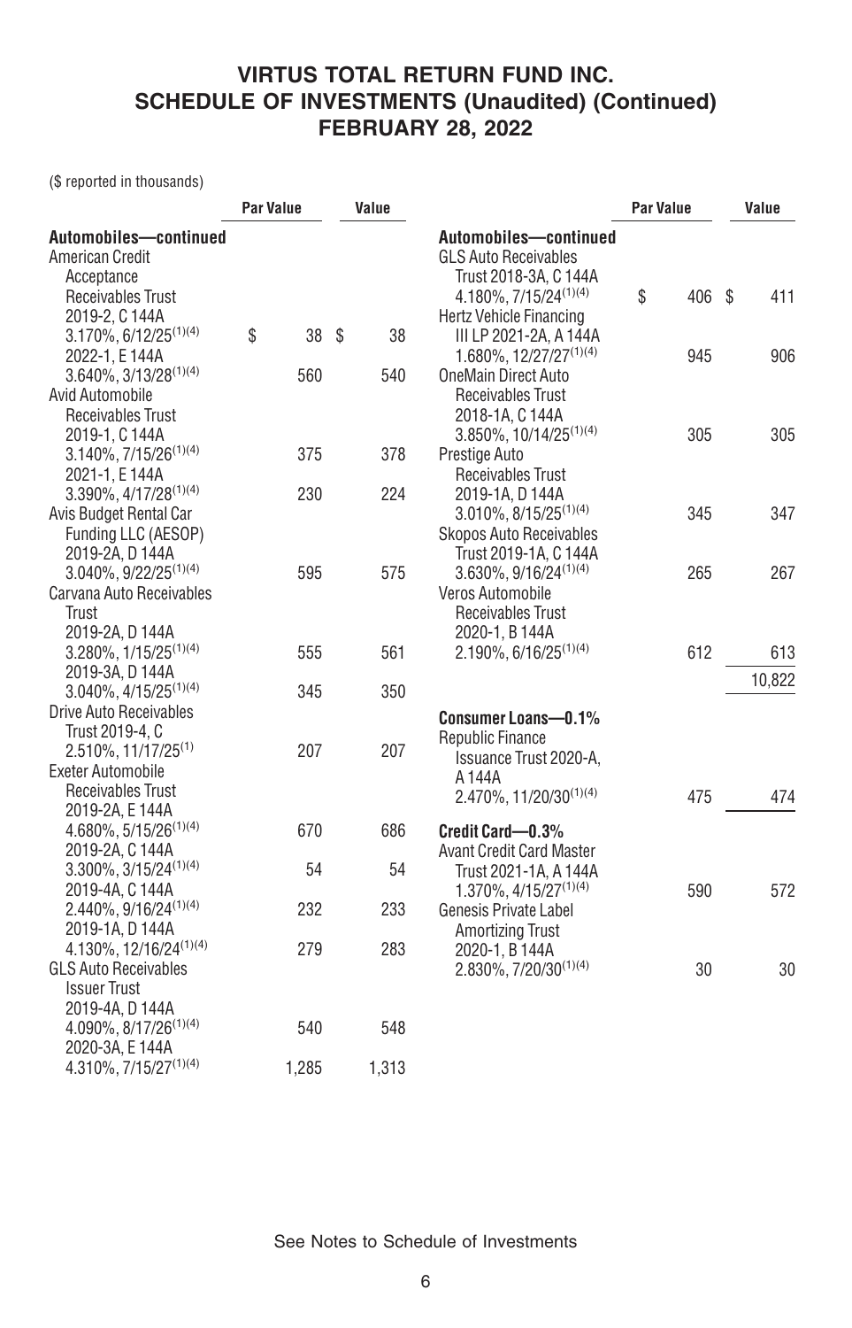# VIRTUS TOTAL RETURN FUND INC.
## SCHEDULE OF INVESTMENTS (Unaudited) (Continued)
## FEBRUARY 28, 2022

($ reported in thousands)

| | Par Value | Value |
|---|---|---|
| **Automobiles—continued** | | |
| American Credit Acceptance Receivables Trust | | |
| 2019-2, C 144A 3.170%, 6/12/25[(1)(4)] | $ 38 | $ 38 |
| 2022-1, E 144A 3.640%, 3/13/28[(1)(4)] | 560 | 540 |
| Avid Automobile Receivables Trust | | |
| 2019-1, C 144A 3.140%, 7/15/26[(1)(4)] | 375 | 378 |
| 2021-1, E 144A 3.390%, 4/17/28[(1)(4)] | 230 | 224 |
| Avis Budget Rental Car Funding LLC (AESOP) 2019-2A, D 144A 3.040%, 9/22/25[(1)(4)] | 595 | 575 |
| Carvana Auto Receivables Trust | | |
| 2019-2A, D 144A 3.280%, 1/15/25[(1)(4)] | 555 | 561 |
| 2019-3A, D 144A 3.040%, 4/15/25[(1)(4)] | 345 | 350 |
| Drive Auto Receivables Trust 2019-4, C 2.510%, 11/17/25[(1)] | 207 | 207 |
| Exeter Automobile Receivables Trust | | |
| 2019-2A, E 144A 4.680%, 5/15/26[(1)(4)] | 670 | 686 |
| 2019-2A, C 144A 3.300%, 3/15/24[(1)(4)] | 54 | 54 |
| 2019-4A, C 144A 2.440%, 9/16/24[(1)(4)] | 232 | 233 |
| 2019-1A, D 144A 4.130%, 12/16/24[(1)(4)] | 279 | 283 |
| GLS Auto Receivables Issuer Trust | | |
| 2019-4A, D 144A 4.090%, 8/17/26[(1)(4)] | 540 | 548 |
| 2020-3A, E 144A 4.310%, 7/15/27[(1)(4)] | 1,285 | 1,313 |
| GLS Auto Receivables Trust 2018-3A, C 144A 4.180%, 7/15/24[(1)(4)] | $ 406 | $ 411 |
| Hertz Vehicle Financing III LP 2021-2A, A 144A 1.680%, 12/27/27[(1)(4)] | 945 | 906 |
| OneMain Direct Auto Receivables Trust 2018-1A, C 144A 3.850%, 10/14/25[(1)(4)] | 305 | 305 |
| Prestige Auto Receivables Trust 2019-1A, D 144A 3.010%, 8/15/25[(1)(4)] | 345 | 347 |
| Skopos Auto Receivables Trust 2019-1A, C 144A 3.630%, 9/16/24[(1)(4)] | 265 | 267 |
| Veros Automobile Receivables Trust 2020-1, B 144A 2.190%, 6/16/25[(1)(4)] | 612 | 613 |
| | | 10,822 |
| **Consumer Loans—0.1%** | | |
| Republic Finance Issuance Trust 2020-A, A 144A 2.470%, 11/20/30[(1)(4)] | 475 | 474 |
| **Credit Card—0.3%** | | |
| Avant Credit Card Master Trust 2021-1A, A 144A 1.370%, 4/15/27[(1)(4)] | 590 | 572 |
| Genesis Private Label Amortizing Trust 2020-1, B 144A 2.830%, 7/20/30[(1)(4)] | 30 | 30 |

See Notes to Schedule of Investments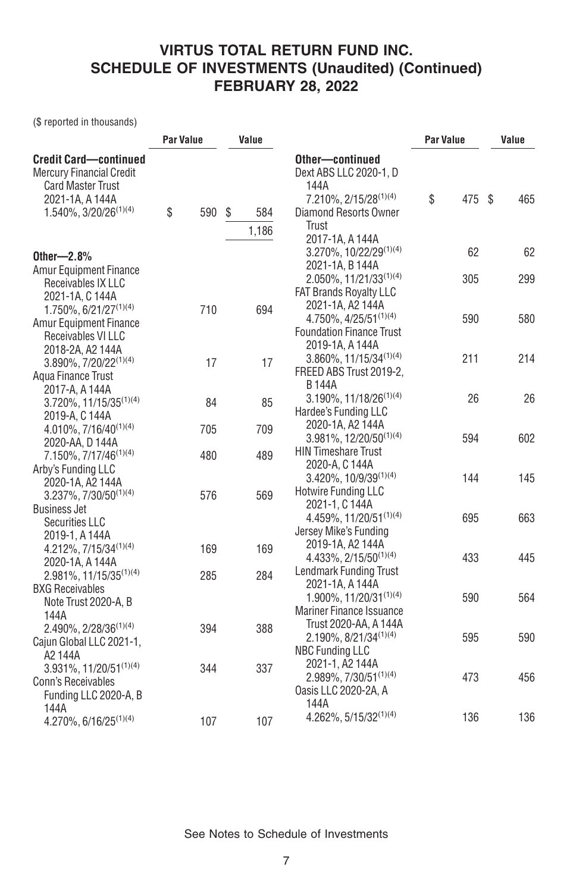# VIRTUS TOTAL RETURN FUND INC.
## SCHEDULE OF INVESTMENTS (Unaudited) (Continued)
## FEBRUARY 28, 2022

($ reported in thousands)

| | Par Value | Value |
|---|---|---|
| **Credit Card—continued** | | |
| Mercury Financial Credit Card Master Trust 2021-1A, A 144A 1.540%, 3/20/26[(1)(4)] | $ 590 | $ 584 |
| | | 1,186 |
| **Other—2.8%** | | |
| Amur Equipment Finance Receivables IX LLC 2021-1A, C 144A 1.750%, 6/21/27[(1)(4)] | 710 | 694 |
| Amur Equipment Finance Receivables VI LLC 2018-2A, A2 144A 3.890%, 7/20/22[(1)(4)] | 17 | 17 |
| Aqua Finance Trust | | |
| 2017-A, A 144A 3.720%, 11/15/35[(1)(4)] | 84 | 85 |
| 2019-A, C 144A 4.010%, 7/16/40[(1)(4)] | 705 | 709 |
| 2020-AA, D 144A 7.150%, 7/17/46[(1)(4)] | 480 | 489 |
| Arby's Funding LLC 2020-1A, A2 144A 3.237%, 7/30/50[(1)(4)] | 576 | 569 |
| Business Jet Securities LLC | | |
| 2019-1, A 144A 4.212%, 7/15/34[(1)(4)] | 169 | 169 |
| 2020-1A, A 144A 2.981%, 11/15/35[(1)(4)] | 285 | 284 |
| BXG Receivables Note Trust 2020-A, B 144A 2.490%, 2/28/36[(1)(4)] | 394 | 388 |
| Cajun Global LLC 2021-1, A2 144A 3.931%, 11/20/51[(1)(4)] | 344 | 337 |
| Conn's Receivables Funding LLC 2020-A, B 144A 4.270%, 6/16/25[(1)(4)] | 107 | 107 |
| **Other—continued** | | |
| Dext ABS LLC 2020-1, D 144A 7.210%, 2/15/28[(1)(4)] | $ 475 | $ 465 |
| Diamond Resorts Owner Trust | | |
| 2017-1A, A 144A 3.270%, 10/22/29[(1)(4)] | 62 | 62 |
| 2021-1A, B 144A 2.050%, 11/21/33[(1)(4)] | 305 | 299 |
| FAT Brands Royalty LLC 2021-1A, A2 144A 4.750%, 4/25/51[(1)(4)] | 590 | 580 |
| Foundation Finance Trust 2019-1A, A 144A 3.860%, 11/15/34[(1)(4)] | 211 | 214 |
| FREED ABS Trust 2019-2, B 144A 3.190%, 11/18/26[(1)(4)] | 26 | 26 |
| Hardee's Funding LLC 2020-1A, A2 144A 3.981%, 12/20/50[(1)(4)] | 594 | 602 |
| HIN Timeshare Trust 2020-A, C 144A 3.420%, 10/9/39[(1)(4)] | 144 | 145 |
| Hotwire Funding LLC 2021-1, C 144A 4.459%, 11/20/51[(1)(4)] | 695 | 663 |
| Jersey Mike's Funding 2019-1A, A2 144A 4.433%, 2/15/50[(1)(4)] | 433 | 445 |
| Lendmark Funding Trust 2021-1A, A 144A 1.900%, 11/20/31[(1)(4)] | 590 | 564 |
| Mariner Finance Issuance Trust 2020-AA, A 144A 2.190%, 8/21/34[(1)(4)] | 595 | 590 |
| NBC Funding LLC 2021-1, A2 144A 2.989%, 7/30/51[(1)(4)] | 473 | 456 |
| Oasis LLC 2020-2A, A 144A 4.262%, 5/15/32[(1)(4)] | 136 | 136 |

See Notes to Schedule of Investments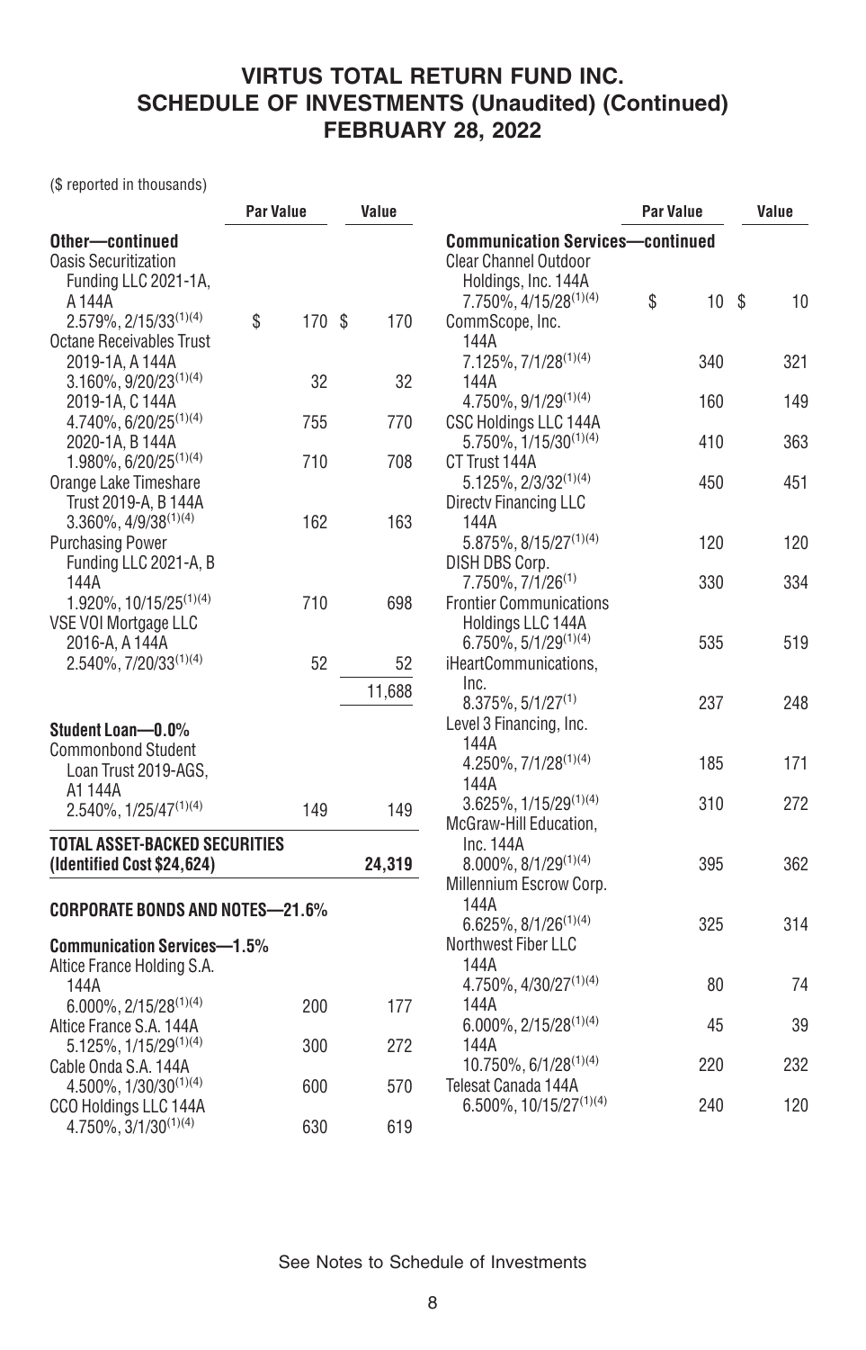# VIRTUS TOTAL RETURN FUND INC.
# SCHEDULE OF INVESTMENTS (Unaudited) (Continued)
# FEBRUARY 28, 2022

($ reported in thousands)

| | Par Value | Value |
|---|---|---|
| **Other—continued** | | |
| Oasis Securitization Funding LLC 2021-1A, A 144A 2.579%, 2/15/33[(1)(4)] | $ 170 | $ 170 |
| Octane Receivables Trust 2019-1A, A 144A 3.160%, 9/20/23[(1)(4)] | 32 | 32 |
| 2019-1A, C 144A 4.740%, 6/20/25[(1)(4)] | 755 | 770 |
| 2020-1A, B 144A 1.980%, 6/20/25[(1)(4)] | 710 | 708 |
| Orange Lake Timeshare Trust 2019-A, B 144A 3.360%, 4/9/38[(1)(4)] | 162 | 163 |
| Purchasing Power Funding LLC 2021-A, B 144A 1.920%, 10/15/25[(1)(4)] | 710 | 698 |
| VSE VOI Mortgage LLC 2016-A, A 144A 2.540%, 7/20/33[(1)(4)] | 52 | 52 |
| | | 11,688 |
| **Student Loan—0.0%** | | |
| Commonbond Student Loan Trust 2019-AGS, A1 144A 2.540%, 1/25/47[(1)(4)] | 149 | 149 |
| **TOTAL ASSET-BACKED SECURITIES (Identified Cost $24,624)** | | **24,319** |
| **CORPORATE BONDS AND NOTES—21.6%** | | |
| **Communication Services—1.5%** | | |
| Altice France Holding S.A. 144A 6.000%, 2/15/28[(1)(4)] | 200 | 177 |
| Altice France S.A. 144A 5.125%, 1/15/29[(1)(4)] | 300 | 272 |
| Cable Onda S.A. 144A 4.500%, 1/30/30[(1)(4)] | 600 | 570 |
| CCO Holdings LLC 144A 4.750%, 3/1/30[(1)(4)] | 630 | 619 |
| **Communication Services—continued** | | |
| Clear Channel Outdoor Holdings, Inc. 144A 7.750%, 4/15/28[(1)(4)] | $ 10 | $ 10 |
| CommScope, Inc. 144A 7.125%, 7/1/28[(1)(4)] | 340 | 321 |
| 144A 4.750%, 9/1/29[(1)(4)] | 160 | 149 |
| CSC Holdings LLC 144A 5.750%, 1/15/30[(1)(4)] | 410 | 363 |
| CT Trust 144A 5.125%, 2/3/32[(1)(4)] | 450 | 451 |
| Directv Financing LLC 144A 5.875%, 8/15/27[(1)(4)] | 120 | 120 |
| DISH DBS Corp. 7.750%, 7/1/26[(1)] | 330 | 334 |
| Frontier Communications Holdings LLC 144A 6.750%, 5/1/29[(1)(4)] | 535 | 519 |
| iHeartCommunications, Inc. 8.375%, 5/1/27[(1)] | 237 | 248 |
| Level 3 Financing, Inc. 144A 4.250%, 7/1/28[(1)(4)] | 185 | 171 |
| 144A 3.625%, 1/15/29[(1)(4)] | 310 | 272 |
| McGraw-Hill Education, Inc. 144A 8.000%, 8/1/29[(1)(4)] | 395 | 362 |
| Millennium Escrow Corp. 144A 6.625%, 8/1/26[(1)(4)] | 325 | 314 |
| Northwest Fiber LLC 144A 4.750%, 4/30/27[(1)(4)] | 80 | 74 |
| 144A 6.000%, 2/15/28[(1)(4)] | 45 | 39 |
| 144A 10.750%, 6/1/28[(1)(4)] | 220 | 232 |
| Telesat Canada 144A 6.500%, 10/15/27[(1)(4)] | 240 | 120 |

See Notes to Schedule of Investments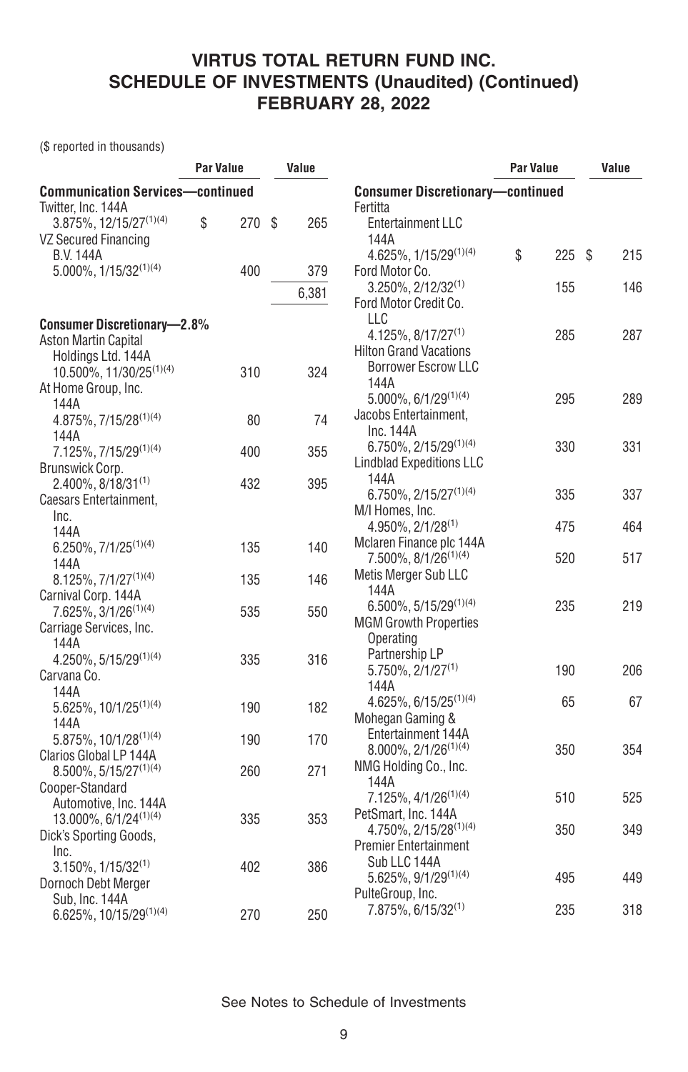# VIRTUS TOTAL RETURN FUND INC.
## SCHEDULE OF INVESTMENTS (Unaudited) (Continued)
## FEBRUARY 28, 2022

($ reported in thousands)

| | Par Value | Value |
|---|---|---|
| **Communication Services—continued** | | |
| Twitter, Inc. 144A 3.875%, 12/15/27[(1)(4)] | $ 270 | $ 265 |
| VZ Secured Financing B.V. 144A 5.000%, 1/15/32[(1)(4)] | 400 | 379 |
| | | 6,381 |
| **Consumer Discretionary—2.8%** | | |
| Aston Martin Capital Holdings Ltd. 144A 10.500%, 11/30/25[(1)(4)] | 310 | 324 |
| At Home Group, Inc. | | |
| 144A 4.875%, 7/15/28[(1)(4)] | 80 | 74 |
| 144A 7.125%, 7/15/29[(1)(4)] | 400 | 355 |
| Brunswick Corp. 2.400%, 8/18/31[(1)] | 432 | 395 |
| Caesars Entertainment, Inc. | | |
| 144A 6.250%, 7/1/25[(1)(4)] | 135 | 140 |
| 144A 8.125%, 7/1/27[(1)(4)] | 135 | 146 |
| Carnival Corp. 144A 7.625%, 3/1/26[(1)(4)] | 535 | 550 |
| Carriage Services, Inc. 144A 4.250%, 5/15/29[(1)(4)] | 335 | 316 |
| Carvana Co. | | |
| 144A 5.625%, 10/1/25[(1)(4)] | 190 | 182 |
| 144A 5.875%, 10/1/28[(1)(4)] | 190 | 170 |
| Clarios Global LP 144A 8.500%, 5/15/27[(1)(4)] | 260 | 271 |
| Cooper-Standard Automotive, Inc. 144A 13.000%, 6/1/24[(1)(4)] | 335 | 353 |
| Dick's Sporting Goods, Inc. 3.150%, 1/15/32[(1)] | 402 | 386 |
| Dornoch Debt Merger Sub, Inc. 144A 6.625%, 10/15/29[(1)(4)] | 270 | 250 |

| | Par Value | Value |
|---|---|---|
| **Consumer Discretionary—continued** | | |
| Fertitta Entertainment LLC 144A 4.625%, 1/15/29[(1)(4)] | $ 225 | $ 215 |
| Ford Motor Co. 3.250%, 2/12/32[(1)] | 155 | 146 |
| Ford Motor Credit Co. LLC 4.125%, 8/17/27[(1)] | 285 | 287 |
| Hilton Grand Vacations Borrower Escrow LLC 144A 5.000%, 6/1/29[(1)(4)] | 295 | 289 |
| Jacobs Entertainment, Inc. 144A 6.750%, 2/15/29[(1)(4)] | 330 | 331 |
| Lindblad Expeditions LLC 144A 6.750%, 2/15/27[(1)(4)] | 335 | 337 |
| M/I Homes, Inc. 4.950%, 2/1/28[(1)] | 475 | 464 |
| Mclaren Finance plc 144A 7.500%, 8/1/26[(1)(4)] | 520 | 517 |
| Metis Merger Sub LLC 144A 6.500%, 5/15/29[(1)(4)] | 235 | 219 |
| MGM Growth Properties Operating Partnership LP | | |
| 5.750%, 2/1/27[(1)] | 190 | 206 |
| 144A 4.625%, 6/15/25[(1)(4)] | 65 | 67 |
| Mohegan Gaming & Entertainment 144A 8.000%, 2/1/26[(1)(4)] | 350 | 354 |
| NMG Holding Co., Inc. 144A 7.125%, 4/1/26[(1)(4)] | 510 | 525 |
| PetSmart, Inc. 144A 4.750%, 2/15/28[(1)(4)] | 350 | 349 |
| Premier Entertainment Sub LLC 144A 5.625%, 9/1/29[(1)(4)] | 495 | 449 |
| PulteGroup, Inc. 7.875%, 6/15/32[(1)] | 235 | 318 |

See Notes to Schedule of Investments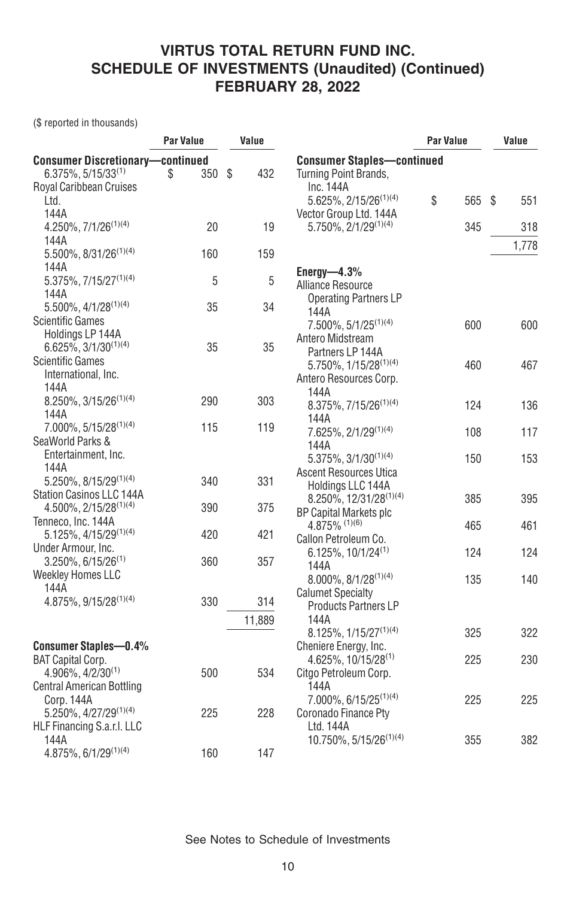# VIRTUS TOTAL RETURN FUND INC.
## SCHEDULE OF INVESTMENTS (Unaudited) (Continued)
## FEBRUARY 28, 2022

($ reported in thousands)

| | Par Value | Value |
|---|---|---|
| **Consumer Discretionary—continued** | | |
| 6.375%, 5/15/33[1] | $ 350 | $ 432 |
| Royal Caribbean Cruises Ltd. | | |
| 144A 4.250%, 7/1/26[1][4] | 20 | 19 |
| 144A 5.500%, 8/31/26[1][4] | 160 | 159 |
| 144A 5.375%, 7/15/27[1][4] | 5 | 5 |
| 144A 5.500%, 4/1/28[1][4] | 35 | 34 |
| Scientific Games Holdings LP 144A 6.625%, 3/1/30[1][4] | 35 | 35 |
| Scientific Games International, Inc. | | |
| 144A 8.250%, 3/15/26[1][4] | 290 | 303 |
| 144A 7.000%, 5/15/28[1][4] | 115 | 119 |
| SeaWorld Parks & Entertainment, Inc. 144A 5.250%, 8/15/29[1][4] | 340 | 331 |
| Station Casinos LLC 144A 4.500%, 2/15/28[1][4] | 390 | 375 |
| Tenneco, Inc. 144A 5.125%, 4/15/29[1][4] | 420 | 421 |
| Under Armour, Inc. 3.250%, 6/15/26[1] | 360 | 357 |
| Weekley Homes LLC 144A 4.875%, 9/15/28[1][4] | 330 | 314 |
| | | 11,889 |
| **Consumer Staples—0.4%** | | |
| BAT Capital Corp. 4.906%, 4/2/30[1] | 500 | 534 |
| Central American Bottling Corp. 144A 5.250%, 4/27/29[1][4] | 225 | 228 |
| HLF Financing S.a.r.l. LLC 144A 4.875%, 6/1/29[1][4] | 160 | 147 |
| Turning Point Brands, Inc. 144A 5.625%, 2/15/26[1][4] | $ 565 | $ 551 |
| Vector Group Ltd. 144A 5.750%, 2/1/29[1][4] | 345 | 318 |
| | | 1,778 |
| **Energy—4.3%** | | |
| Alliance Resource Operating Partners LP 144A 7.500%, 5/1/25[1][4] | 600 | 600 |
| Antero Midstream Partners LP 144A 5.750%, 1/15/28[1][4] | 460 | 467 |
| Antero Resources Corp. | | |
| 144A 8.375%, 7/15/26[1][4] | 124 | 136 |
| 144A 7.625%, 2/1/29[1][4] | 108 | 117 |
| 144A 5.375%, 3/1/30[1][4] | 150 | 153 |
| Ascent Resources Utica Holdings LLC 144A 8.250%, 12/31/28[1][4] | 385 | 395 |
| BP Capital Markets plc 4.875%[1][6] | 465 | 461 |
| Callon Petroleum Co. | | |
| 6.125%, 10/1/24[1] | 124 | 124 |
| 144A 8.000%, 8/1/28[1][4] | 135 | 140 |
| Calumet Specialty Products Partners LP 144A 8.125%, 1/15/27[1][4] | 325 | 322 |
| Cheniere Energy, Inc. 4.625%, 10/15/28[1] | 225 | 230 |
| Citgo Petroleum Corp. 144A 7.000%, 6/15/25[1][4] | 225 | 225 |
| Coronado Finance Pty Ltd. 144A 10.750%, 5/15/26[1][4] | 355 | 382 |

See Notes to Schedule of Investments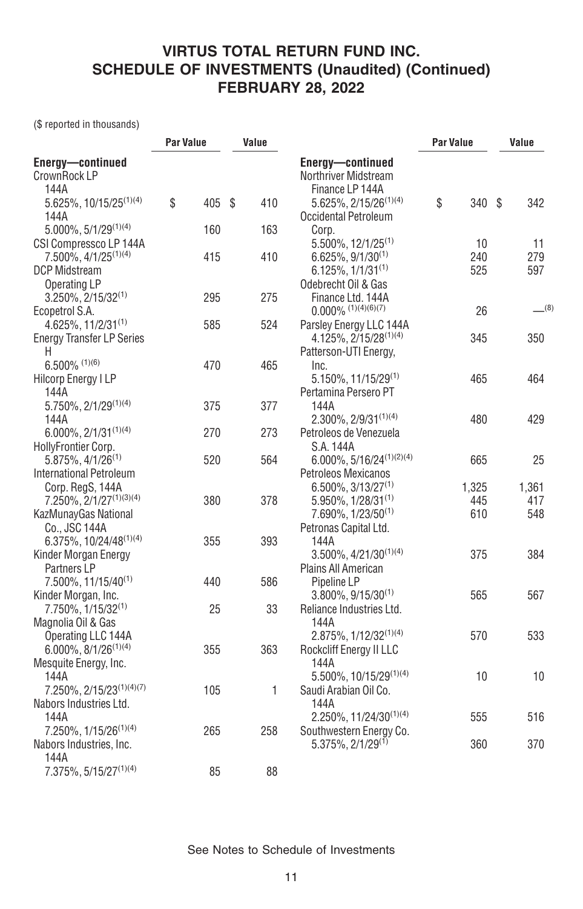# VIRTUS TOTAL RETURN FUND INC.
# SCHEDULE OF INVESTMENTS (Unaudited) (Continued)
# FEBRUARY 28, 2022

($ reported in thousands)

| | Par Value | Value |
|---|---|---|
| **Energy—continued** | | |
| CrownRock LP | | |
| 144A 5.625%, 10/15/25[1][4] | $ 405 | $ 410 |
| 144A 5.000%, 5/1/29[1][4] | 160 | 163 |
| CSI Compressco LP 144A 7.500%, 4/1/25[1][4] | 415 | 410 |
| DCP Midstream Operating LP 3.250%, 2/15/32[1] | 295 | 275 |
| Ecopetrol S.A. 4.625%, 11/2/31[1] | 585 | 524 |
| Energy Transfer LP Series H 6.500% [1][6] | 470 | 465 |
| Hilcorp Energy I LP | | |
| 144A 5.750%, 2/1/29[1][4] | 375 | 377 |
| 144A 6.000%, 2/1/31[1][4] | 270 | 273 |
| HollyFrontier Corp. 5.875%, 4/1/26[1] | 520 | 564 |
| International Petroleum Corp. RegS, 144A 7.250%, 2/1/27[1][3][4] | 380 | 378 |
| KazMunayGas National Co., JSC 144A 6.375%, 10/24/48[1][4] | 355 | 393 |
| Kinder Morgan Energy Partners LP 7.500%, 11/15/40[1] | 440 | 586 |
| Kinder Morgan, Inc. 7.750%, 1/15/32[1] | 25 | 33 |
| Magnolia Oil & Gas Operating LLC 144A 6.000%, 8/1/26[1][4] | 355 | 363 |
| Mesquite Energy, Inc. 144A 7.250%, 2/15/23[1][4][7] | 105 | 1 |
| Nabors Industries Ltd. 144A 7.250%, 1/15/26[1][4] | 265 | 258 |
| Nabors Industries, Inc. 144A 7.375%, 5/15/27[1][4] | 85 | 88 |
| **Energy—continued** | | |
| Northriver Midstream Finance LP 144A 5.625%, 2/15/26[1][4] | $ 340 | $ 342 |
| Occidental Petroleum Corp. | | |
| 5.500%, 12/1/25[1] | 10 | 11 |
| 6.625%, 9/1/30[1] | 240 | 279 |
| 6.125%, 1/1/31[1] | 525 | 597 |
| Odebrecht Oil & Gas Finance Ltd. 144A 0.000% [1][4][6][7] | 26 | —[8] |
| Parsley Energy LLC 144A 4.125%, 2/15/28[1][4] | 345 | 350 |
| Patterson-UTI Energy, Inc. 5.150%, 11/15/29[1] | 465 | 464 |
| Pertamina Persero PT 144A 2.300%, 2/9/31[1][4] | 480 | 429 |
| Petroleos de Venezuela S.A. 144A 6.000%, 5/16/24[1][2][4] | 665 | 25 |
| Petroleos Mexicanos | | |
| 6.500%, 3/13/27[1] | 1,325 | 1,361 |
| 5.950%, 1/28/31[1] | 445 | 417 |
| 7.690%, 1/23/50[1] | 610 | 548 |
| Petronas Capital Ltd. 144A 3.500%, 4/21/30[1][4] | 375 | 384 |
| Plains All American Pipeline LP 3.800%, 9/15/30[1] | 565 | 567 |
| Reliance Industries Ltd. 144A 2.875%, 1/12/32[1][4] | 570 | 533 |
| Rockcliff Energy II LLC 144A 5.500%, 10/15/29[1][4] | 10 | 10 |
| Saudi Arabian Oil Co. 144A 2.250%, 11/24/30[1][4] | 555 | 516 |
| Southwestern Energy Co. 5.375%, 2/1/29[1] | 360 | 370 |

See Notes to Schedule of Investments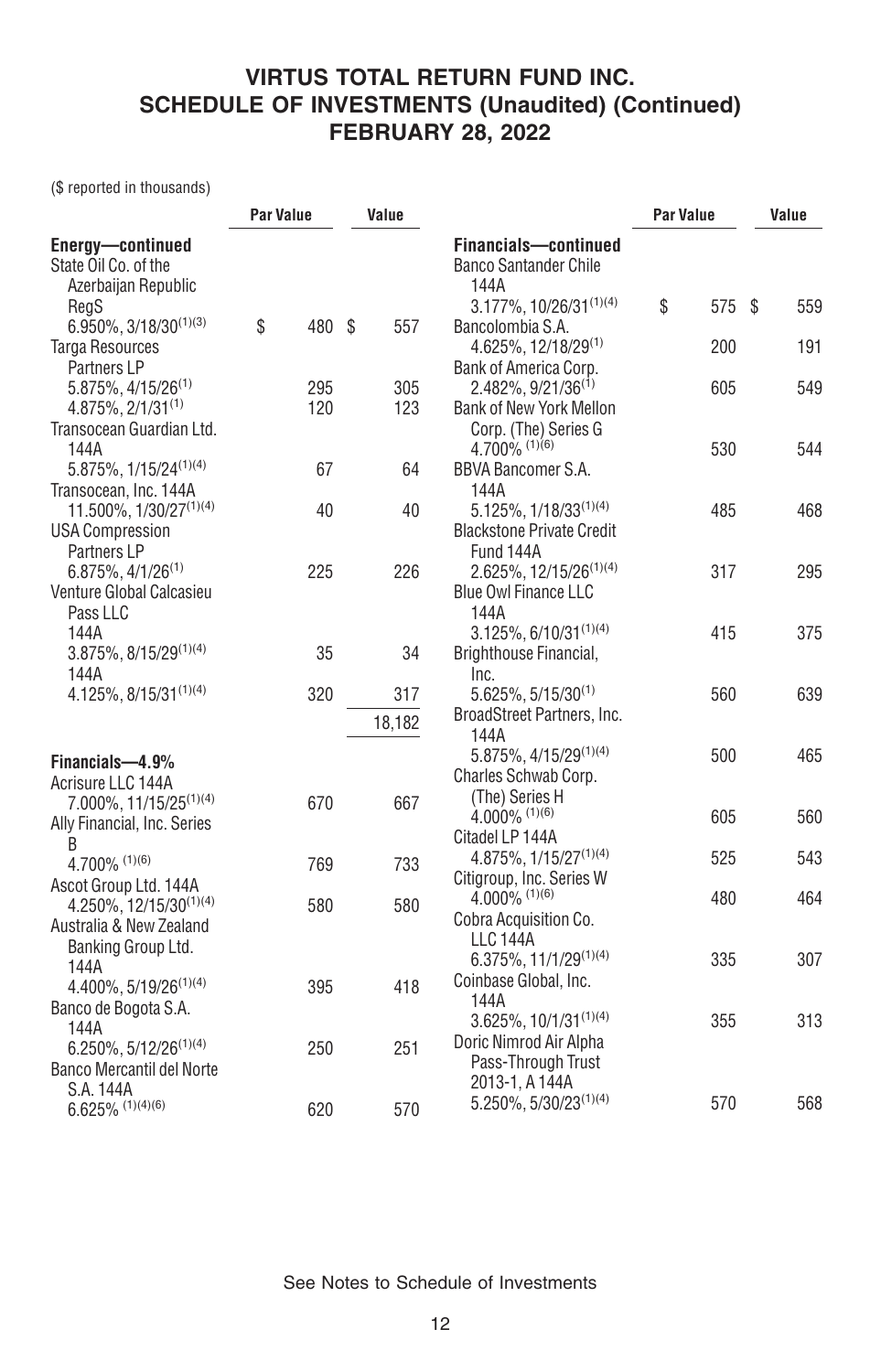# VIRTUS TOTAL RETURN FUND INC.
## SCHEDULE OF INVESTMENTS (Unaudited) (Continued)
## FEBRUARY 28, 2022

($ reported in thousands)

| | Par Value | Value |
|---|---|---|
| **Energy—continued** | | |
| State Oil Co. of the Azerbaijan Republic RegS 6.950%, 3/18/30[1][3] | $ 480 | $ 557 |
| Targa Resources Partners LP | | |
| 5.875%, 4/15/26[1] | 295 | 305 |
| 4.875%, 2/1/31[1] | 120 | 123 |
| Transocean Guardian Ltd. 144A 5.875%, 1/15/24[1][4] | 67 | 64 |
| Transocean, Inc. 144A 11.500%, 1/30/27[1][4] | 40 | 40 |
| USA Compression Partners LP 6.875%, 4/1/26[1] | 225 | 226 |
| Venture Global Calcasieu Pass LLC | | |
| 144A 3.875%, 8/15/29[1][4] | 35 | 34 |
| 144A 4.125%, 8/15/31[1][4] | 320 | 317 |
| | | 18,182 |
| **Financials—4.9%** | | |
| Acrisure LLC 144A 7.000%, 11/15/25[1][4] | 670 | 667 |
| Ally Financial, Inc. Series B 4.700%[1][6] | 769 | 733 |
| Ascot Group Ltd. 144A 4.250%, 12/15/30[1][4] | 580 | 580 |
| Australia & New Zealand Banking Group Ltd. 144A 4.400%, 5/19/26[1][4] | 395 | 418 |
| Banco de Bogota S.A. 144A 6.250%, 5/12/26[1][4] | 250 | 251 |
| Banco Mercantil del Norte S.A. 144A 6.625%[1][4][6] | 620 | 570 |
| **Financials—continued** | | |
| Banco Santander Chile 144A 3.177%, 10/26/31[1][4] | $ 575 | $ 559 |
| Bancolombia S.A. 4.625%, 12/18/29[1] | 200 | 191 |
| Bank of America Corp. 2.482%, 9/21/36[1] | 605 | 549 |
| Bank of New York Mellon Corp. (The) Series G 4.700%[1][6] | 530 | 544 |
| BBVA Bancomer S.A. 144A 5.125%, 1/18/33[1][4] | 485 | 468 |
| Blackstone Private Credit Fund 144A 2.625%, 12/15/26[1][4] | 317 | 295 |
| Blue Owl Finance LLC 144A 3.125%, 6/10/31[1][4] | 415 | 375 |
| Brighthouse Financial, Inc. 5.625%, 5/15/30[1] | 560 | 639 |
| BroadStreet Partners, Inc. 144A 5.875%, 4/15/29[1][4] | 500 | 465 |
| Charles Schwab Corp. (The) Series H 4.000%[1][6] | 605 | 560 |
| Citadel LP 144A 4.875%, 1/15/27[1][4] | 525 | 543 |
| Citigroup, Inc. Series W 4.000%[1][6] | 480 | 464 |
| Cobra Acquisition Co. LLC 144A 6.375%, 11/1/29[1][4] | 335 | 307 |
| Coinbase Global, Inc. 144A 3.625%, 10/1/31[1][4] | 355 | 313 |
| Doric Nimrod Air Alpha Pass-Through Trust 2013-1, A 144A 5.250%, 5/30/23[1][4] | 570 | 568 |

See Notes to Schedule of Investments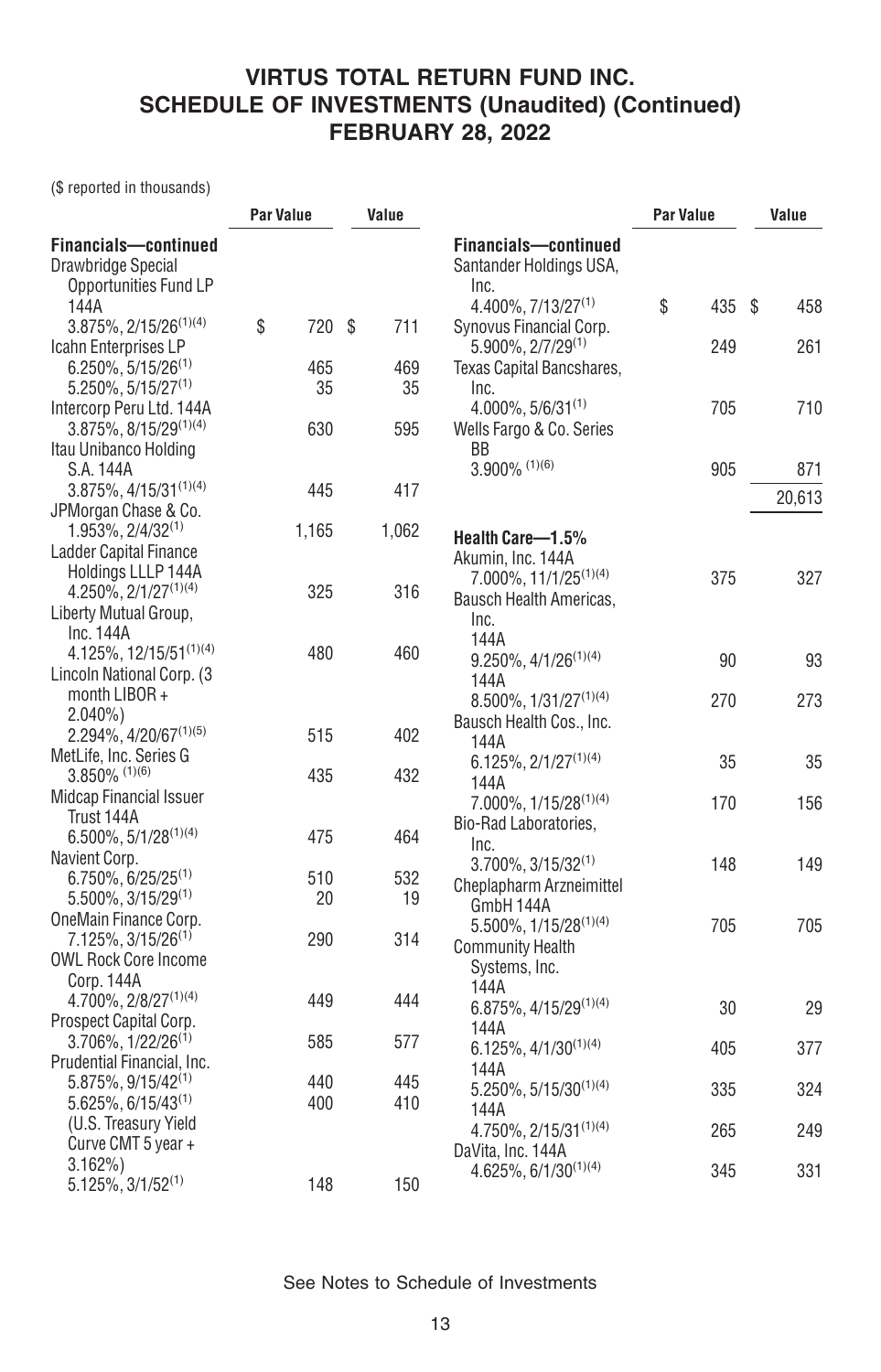# VIRTUS TOTAL RETURN FUND INC.
## SCHEDULE OF INVESTMENTS (Unaudited) (Continued)
## FEBRUARY 28, 2022

($ reported in thousands)

| | Par Value | Value |
|---|---|---|
| **Financials—continued** | | |
| Drawbridge Special Opportunities Fund LP 144A 3.875%, 2/15/26[1][4] | $ 720 | $ 711 |
| Icahn Enterprises LP | | |
| 6.250%, 5/15/26[1] | 465 | 469 |
| 5.250%, 5/15/27[1] | 35 | 35 |
| Intercorp Peru Ltd. 144A 3.875%, 8/15/29[1][4] | 630 | 595 |
| Itau Unibanco Holding S.A. 144A 3.875%, 4/15/31[1][4] | 445 | 417 |
| JPMorgan Chase & Co. 1.953%, 2/4/32[1] | 1,165 | 1,062 |
| Ladder Capital Finance Holdings LLLP 144A 4.250%, 2/1/27[1][4] | 325 | 316 |
| Liberty Mutual Group, Inc. 144A 4.125%, 12/15/51[1][4] | 480 | 460 |
| Lincoln National Corp. (3 month LIBOR + 2.040%) 2.294%, 4/20/67[1][5] | 515 | 402 |
| MetLife, Inc. Series G 3.850% [1][6] | 435 | 432 |
| Midcap Financial Issuer Trust 144A 6.500%, 5/1/28[1][4] | 475 | 464 |
| Navient Corp. | | |
| 6.750%, 6/25/25[1] | 510 | 532 |
| 5.500%, 3/15/29[1] | 20 | 19 |
| OneMain Finance Corp. 7.125%, 3/15/26[1] | 290 | 314 |
| OWL Rock Core Income Corp. 144A 4.700%, 2/8/27[1][4] | 449 | 444 |
| Prospect Capital Corp. 3.706%, 1/22/26[1] | 585 | 577 |
| Prudential Financial, Inc. | | |
| 5.875%, 9/15/42[1] | 440 | 445 |
| 5.625%, 6/15/43[1] | 400 | 410 |
| (U.S. Treasury Yield Curve CMT 5 year + 3.162%) 5.125%, 3/1/52[1] | 148 | 150 |
| Santander Holdings USA, Inc. 4.400%, 7/13/27[1] | $ 435 | $ 458 |
| Synovus Financial Corp. 5.900%, 2/7/29[1] | 249 | 261 |
| Texas Capital Bancshares, Inc. 4.000%, 5/6/31[1] | 705 | 710 |
| Wells Fargo & Co. Series BB 3.900% [1][6] | 905 | 871 |
| | | 20,613 |
| **Health Care—1.5%** | | |
| Akumin, Inc. 144A 7.000%, 11/1/25[1][4] | 375 | 327 |
| Bausch Health Americas, Inc. | | |
| 144A 9.250%, 4/1/26[1][4] | 90 | 93 |
| 144A 8.500%, 1/31/27[1][4] | 270 | 273 |
| Bausch Health Cos., Inc. | | |
| 144A 6.125%, 2/1/27[1][4] | 35 | 35 |
| 144A 7.000%, 1/15/28[1][4] | 170 | 156 |
| Bio-Rad Laboratories, Inc. 3.700%, 3/15/32[1] | 148 | 149 |
| Cheplapharm Arzneimittel GmbH 144A 5.500%, 1/15/28[1][4] | 705 | 705 |
| Community Health Systems, Inc. | | |
| 144A 6.875%, 4/15/29[1][4] | 30 | 29 |
| 144A 6.125%, 4/1/30[1][4] | 405 | 377 |
| 144A 5.250%, 5/15/30[1][4] | 335 | 324 |
| 144A 4.750%, 2/15/31[1][4] | 265 | 249 |
| DaVita, Inc. 144A 4.625%, 6/1/30[1][4] | 345 | 331 |

See Notes to Schedule of Investments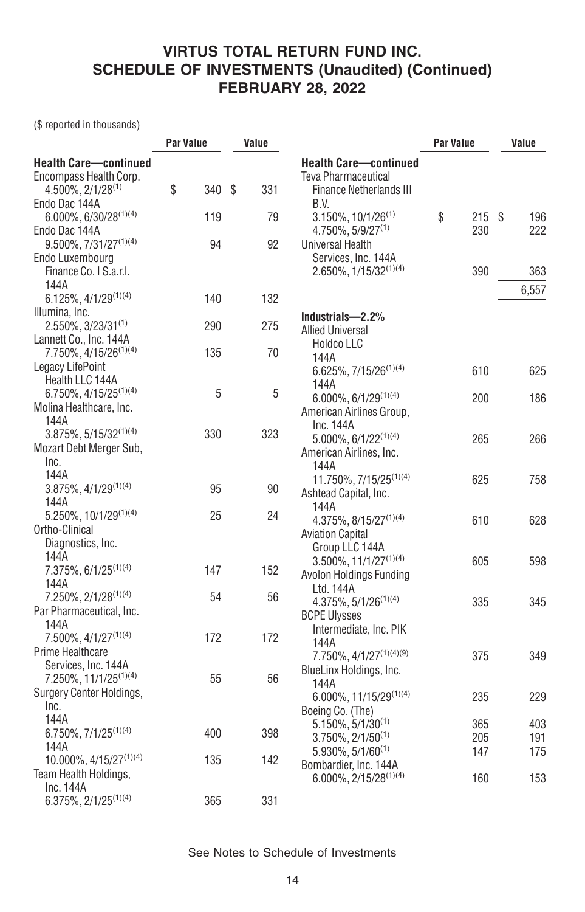# VIRTUS TOTAL RETURN FUND INC.
## SCHEDULE OF INVESTMENTS (Unaudited) (Continued)
## FEBRUARY 28, 2022

($ reported in thousands)

| | Par Value | Value |
|---|---|---|
| **Health Care—continued** | | |
| Encompass Health Corp. 4.500%, 2/1/28[1] | $ 340 | $ 331 |
| Endo Dac 144A 6.000%, 6/30/28[1][4] | 119 | 79 |
| Endo Dac 144A 9.500%, 7/31/27[1][4] | 94 | 92 |
| Endo Luxembourg Finance Co. I S.a.r.l. 144A 6.125%, 4/1/29[1][4] | 140 | 132 |
| Illumina, Inc. 2.550%, 3/23/31[1] | 290 | 275 |
| Lannett Co., Inc. 144A 7.750%, 4/15/26[1][4] | 135 | 70 |
| Legacy LifePoint Health LLC 144A 6.750%, 4/15/25[1][4] | 5 | 5 |
| Molina Healthcare, Inc. 144A 3.875%, 5/15/32[1][4] | 330 | 323 |
| Mozart Debt Merger Sub, Inc. | | |
| 144A 3.875%, 4/1/29[1][4] | 95 | 90 |
| 144A 5.250%, 10/1/29[1][4] | 25 | 24 |
| Ortho-Clinical Diagnostics, Inc. | | |
| 144A 7.375%, 6/1/25[1][4] | 147 | 152 |
| 144A 7.250%, 2/1/28[1][4] | 54 | 56 |
| Par Pharmaceutical, Inc. 144A 7.500%, 4/1/27[1][4] | 172 | 172 |
| Prime Healthcare Services, Inc. 144A 7.250%, 11/1/25[1][4] | 55 | 56 |
| Surgery Center Holdings, Inc. | | |
| 144A 6.750%, 7/1/25[1][4] | 400 | 398 |
| 144A 10.000%, 4/15/27[1][4] | 135 | 142 |
| Team Health Holdings, Inc. 144A 6.375%, 2/1/25[1][4] | 365 | 331 |
| Teva Pharmaceutical Finance Netherlands III B.V. | | |
| 3.150%, 10/1/26[1] | $ 215 | $ 196 |
| 4.750%, 5/9/27[1] | 230 | 222 |
| Universal Health Services, Inc. 144A 2.650%, 1/15/32[1][4] | 390 | 363 |
| | | 6,557 |
| **Industrials—2.2%** | | |
| Allied Universal Holdco LLC | | |
| 144A 6.625%, 7/15/26[1][4] | 610 | 625 |
| 144A 6.000%, 6/1/29[1][4] | 200 | 186 |
| American Airlines Group, Inc. 144A 5.000%, 6/1/22[1][4] | 265 | 266 |
| American Airlines, Inc. 144A 11.750%, 7/15/25[1][4] | 625 | 758 |
| Ashtead Capital, Inc. 144A 4.375%, 8/15/27[1][4] | 610 | 628 |
| Aviation Capital Group LLC 144A 3.500%, 11/1/27[1][4] | 605 | 598 |
| Avolon Holdings Funding Ltd. 144A 4.375%, 5/1/26[1][4] | 335 | 345 |
| BCPE Ulysses Intermediate, Inc. PIK 144A 7.750%, 4/1/27[1][4][9] | 375 | 349 |
| BlueLinx Holdings, Inc. 144A 6.000%, 11/15/29[1][4] | 235 | 229 |
| Boeing Co. (The) | | |
| 5.150%, 5/1/30[1] | 365 | 403 |
| 3.750%, 2/1/50[1] | 205 | 191 |
| 5.930%, 5/1/60[1] | 147 | 175 |
| Bombardier, Inc. 144A 6.000%, 2/15/28[1][4] | 160 | 153 |

See Notes to Schedule of Investments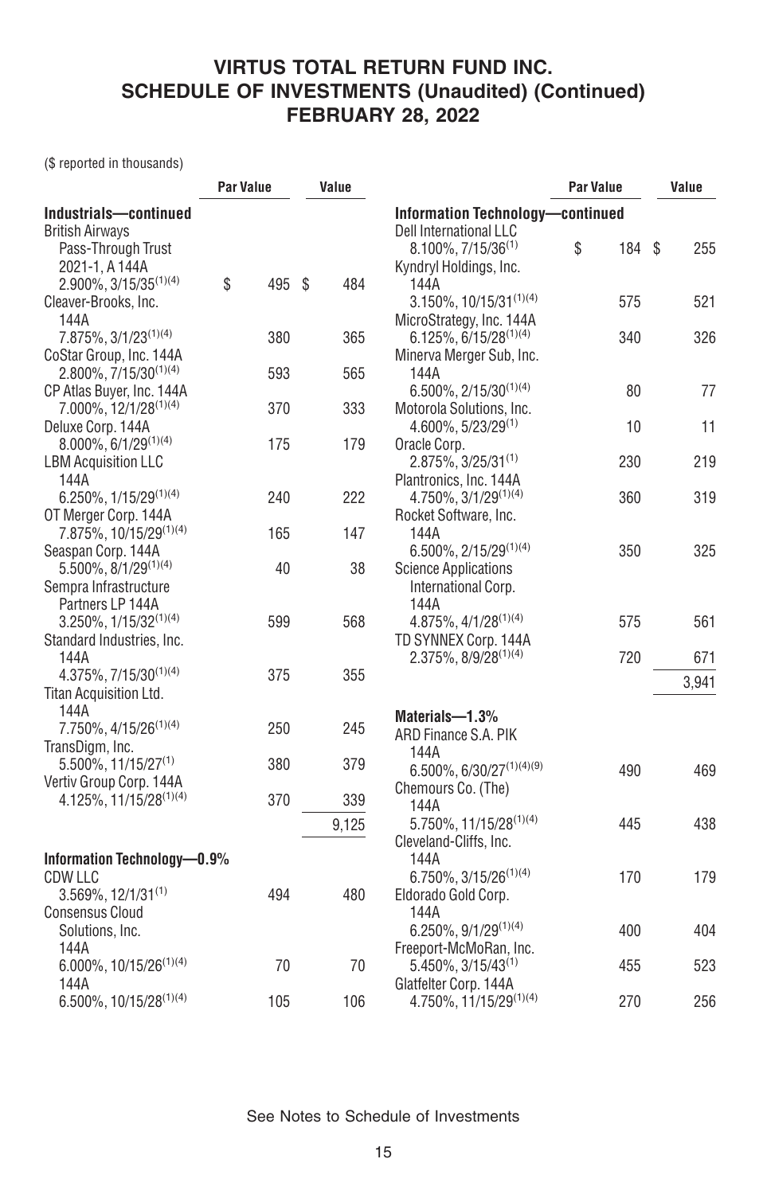# VIRTUS TOTAL RETURN FUND INC.
## SCHEDULE OF INVESTMENTS (Unaudited) (Continued)
## FEBRUARY 28, 2022

($ reported in thousands)

| | Par Value | Value |
|---|---|---|
| **Industrials—continued** | | |
| British Airways Pass-Through Trust 2021-1, A 144A 2.900%, 3/15/35[(1)(4)] | $ 495 | $ 484 |
| Cleaver-Brooks, Inc. 144A 7.875%, 3/1/23[(1)(4)] | 380 | 365 |
| CoStar Group, Inc. 144A 2.800%, 7/15/30[(1)(4)] | 593 | 565 |
| CP Atlas Buyer, Inc. 144A 7.000%, 12/1/28[(1)(4)] | 370 | 333 |
| Deluxe Corp. 144A 8.000%, 6/1/29[(1)(4)] | 175 | 179 |
| LBM Acquisition LLC 144A 6.250%, 1/15/29[(1)(4)] | 240 | 222 |
| OT Merger Corp. 144A 7.875%, 10/15/29[(1)(4)] | 165 | 147 |
| Seaspan Corp. 144A 5.500%, 8/1/29[(1)(4)] | 40 | 38 |
| Sempra Infrastructure Partners LP 144A 3.250%, 1/15/32[(1)(4)] | 599 | 568 |
| Standard Industries, Inc. 144A 4.375%, 7/15/30[(1)(4)] | 375 | 355 |
| Titan Acquisition Ltd. 144A 7.750%, 4/15/26[(1)(4)] | 250 | 245 |
| TransDigm, Inc. 5.500%, 11/15/27[(1)] | 380 | 379 |
| Vertiv Group Corp. 144A 4.125%, 11/15/28[(1)(4)] | 370 | 339 |
| | | 9,125 |
| **Information Technology—0.9%** | | |
| CDW LLC 3.569%, 12/1/31[(1)] | 494 | 480 |
| Consensus Cloud Solutions, Inc. 144A 6.000%, 10/15/26[(1)(4)] | 70 | 70 |
| 144A 6.500%, 10/15/28[(1)(4)] | 105 | 106 |
| **Information Technology—continued** | | |
| Dell International LLC 8.100%, 7/15/36[(1)] | $ 184 | $ 255 |
| Kyndryl Holdings, Inc. 144A 3.150%, 10/15/31[(1)(4)] | 575 | 521 |
| MicroStrategy, Inc. 144A 6.125%, 6/15/28[(1)(4)] | 340 | 326 |
| Minerva Merger Sub, Inc. 144A 6.500%, 2/15/30[(1)(4)] | 80 | 77 |
| Motorola Solutions, Inc. 4.600%, 5/23/29[(1)] | 10 | 11 |
| Oracle Corp. 2.875%, 3/25/31[(1)] | 230 | 219 |
| Plantronics, Inc. 144A 4.750%, 3/1/29[(1)(4)] | 360 | 319 |
| Rocket Software, Inc. 144A 6.500%, 2/15/29[(1)(4)] | 350 | 325 |
| Science Applications International Corp. 144A 4.875%, 4/1/28[(1)(4)] | 575 | 561 |
| TD SYNNEX Corp. 144A 2.375%, 8/9/28[(1)(4)] | 720 | 671 |
| | | 3,941 |
| **Materials—1.3%** | | |
| ARD Finance S.A. PIK 144A 6.500%, 6/30/27[(1)(4)(9)] | 490 | 469 |
| Chemours Co. (The) 144A 5.750%, 11/15/28[(1)(4)] | 445 | 438 |
| Cleveland-Cliffs, Inc. 144A 6.750%, 3/15/26[(1)(4)] | 170 | 179 |
| Eldorado Gold Corp. 144A 6.250%, 9/1/29[(1)(4)] | 400 | 404 |
| Freeport-McMoRan, Inc. 5.450%, 3/15/43[(1)] | 455 | 523 |
| Glatfelter Corp. 144A 4.750%, 11/15/29[(1)(4)] | 270 | 256 |

See Notes to Schedule of Investments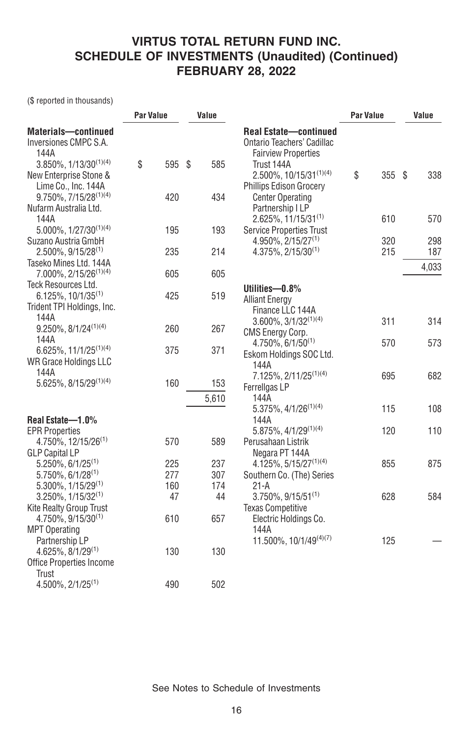# VIRTUS TOTAL RETURN FUND INC.
## SCHEDULE OF INVESTMENTS (Unaudited) (Continued)
## FEBRUARY 28, 2022

($ reported in thousands)

| | Par Value | Value |
|---|---|---|
| **Materials—continued** | | |
| Inversiones CMPC S.A. 144A 3.850%, 1/13/30[(1)(4)] | $ 595 | $ 585 |
| New Enterprise Stone & Lime Co., Inc. 144A 9.750%, 7/15/28[(1)(4)] | 420 | 434 |
| Nufarm Australia Ltd. 144A 5.000%, 1/27/30[(1)(4)] | 195 | 193 |
| Suzano Austria GmbH 2.500%, 9/15/28[(1)] | 235 | 214 |
| Taseko Mines Ltd. 144A 7.000%, 2/15/26[(1)(4)] | 605 | 605 |
| Teck Resources Ltd. 6.125%, 10/1/35[(1)] | 425 | 519 |
| Trident TPI Holdings, Inc. 144A 9.250%, 8/1/24[(1)(4)] | 260 | 267 |
| 144A 6.625%, 11/1/25[(1)(4)] | 375 | 371 |
| WR Grace Holdings LLC 144A 5.625%, 8/15/29[(1)(4)] | 160 | 153 |
| | | 5,610 |
| **Real Estate—1.0%** | | |
| EPR Properties 4.750%, 12/15/26[(1)] | 570 | 589 |
| GLP Capital LP 5.250%, 6/1/25[(1)] | 225 | 237 |
| 5.750%, 6/1/28[(1)] | 277 | 307 |
| 5.300%, 1/15/29[(1)] | 160 | 174 |
| 3.250%, 1/15/32[(1)] | 47 | 44 |
| Kite Realty Group Trust 4.750%, 9/15/30[(1)] | 610 | 657 |
| MPT Operating Partnership LP 4.625%, 8/1/29[(1)] | 130 | 130 |
| Office Properties Income Trust 4.500%, 2/1/25[(1)] | 490 | 502 |
| **Real Estate—continued** | | |
| Ontario Teachers' Cadillac Fairview Properties Trust 144A 2.500%, 10/15/31[(1)(4)] | $ 355 | $ 338 |
| Phillips Edison Grocery Center Operating Partnership I LP 2.625%, 11/15/31[(1)] | 610 | 570 |
| Service Properties Trust 4.950%, 2/15/27[(1)] | 320 | 298 |
| 4.375%, 2/15/30[(1)] | 215 | 187 |
| | | 4,033 |
| **Utilities—0.8%** | | |
| Alliant Energy Finance LLC 144A 3.600%, 3/1/32[(1)(4)] | 311 | 314 |
| CMS Energy Corp. 4.750%, 6/1/50[(1)] | 570 | 573 |
| Eskom Holdings SOC Ltd. 144A 7.125%, 2/11/25[(1)(4)] | 695 | 682 |
| Ferrellgas LP 144A 5.375%, 4/1/26[(1)(4)] | 115 | 108 |
| 144A 5.875%, 4/1/29[(1)(4)] | 120 | 110 |
| Perusahaan Listrik Negara PT 144A 4.125%, 5/15/27[(1)(4)] | 855 | 875 |
| Southern Co. (The) Series 21-A 3.750%, 9/15/51[(1)] | 628 | 584 |
| Texas Competitive Electric Holdings Co. 144A 11.500%, 10/1/49[(4)(7)] | 125 | — |

See Notes to Schedule of Investments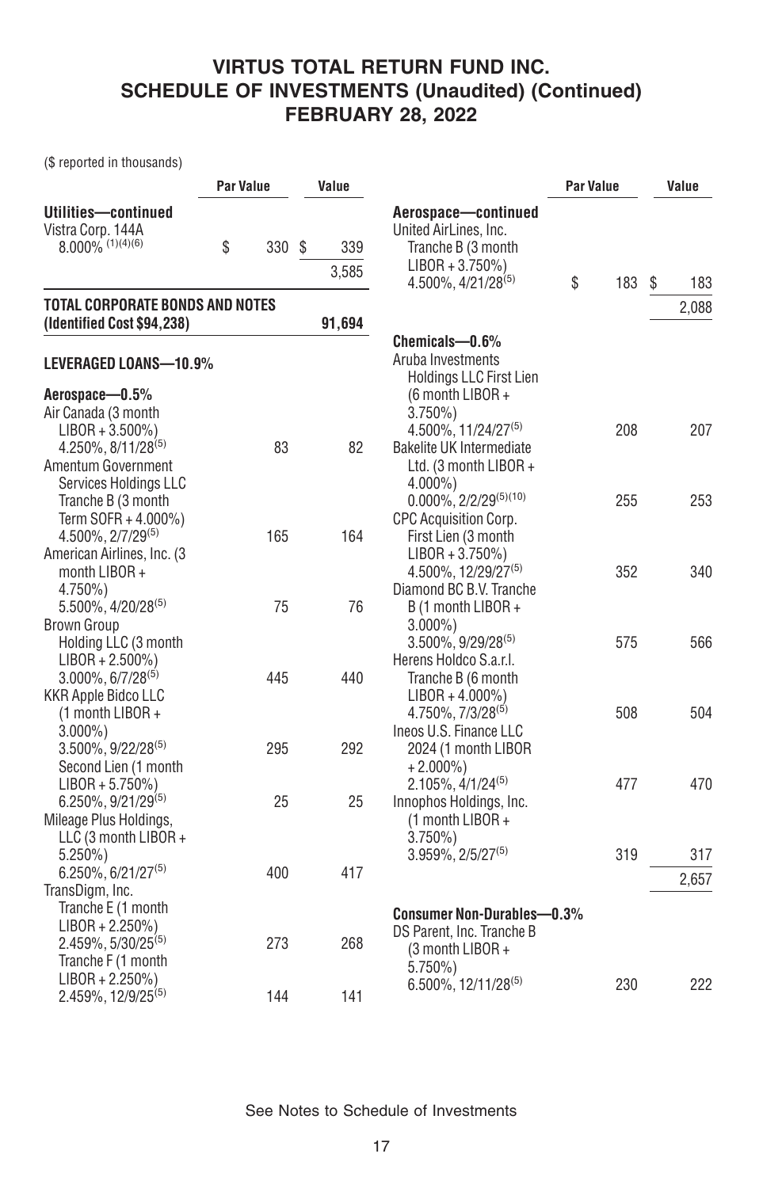# VIRTUS TOTAL RETURN FUND INC.
## SCHEDULE OF INVESTMENTS (Unaudited) (Continued)
## FEBRUARY 28, 2022

($ reported in thousands)

| | Par Value | Value |
|---|---|---|
| **Utilities—continued** | | |
| Vistra Corp. 144A 8.000% [1][4][6] | $ 330 | $ 339 |
| | | 3,585 |
| **TOTAL CORPORATE BONDS AND NOTES (Identified Cost $94,238)** | | **91,694** |
| **LEVERAGED LOANS—10.9%** | | |
| **Aerospace—0.5%** | | |
| Air Canada (3 month LIBOR + 3.500%) 4.250%, 8/11/28[5] | 83 | 82 |
| Amentum Government Services Holdings LLC Tranche B (3 month Term SOFR + 4.000%) 4.500%, 2/7/29[5] | 165 | 164 |
| American Airlines, Inc. (3 month LIBOR + 4.750%) 5.500%, 4/20/28[5] | 75 | 76 |
| Brown Group Holding LLC (3 month LIBOR + 2.500%) 3.000%, 6/7/28[5] | 445 | 440 |
| KKR Apple Bidco LLC (1 month LIBOR + 3.000%) 3.500%, 9/22/28[5] | 295 | 292 |
| Second Lien (1 month LIBOR + 5.750%) 6.250%, 9/21/29[5] | 25 | 25 |
| Mileage Plus Holdings, LLC (3 month LIBOR + 5.250%) 6.250%, 6/21/27[5] | 400 | 417 |
| TransDigm, Inc. | | |
| Tranche E (1 month LIBOR + 2.250%) 2.459%, 5/30/25[5] | 273 | 268 |
| Tranche F (1 month LIBOR + 2.250%) 2.459%, 12/9/25[5] | 144 | 141 |
| **Aerospace—continued** | | |
| United AirLines, Inc. Tranche B (3 month LIBOR + 3.750%) 4.500%, 4/21/28[5] | $ 183 | $ 183 |
| | | 2,088 |
| **Chemicals—0.6%** | | |
| Aruba Investments Holdings LLC First Lien (6 month LIBOR + 3.750%) 4.500%, 11/24/27[5] | 208 | 207 |
| Bakelite UK Intermediate Ltd. (3 month LIBOR + 4.000%) 0.000%, 2/2/29[5][10] | 255 | 253 |
| CPC Acquisition Corp. First Lien (3 month LIBOR + 3.750%) 4.500%, 12/29/27[5] | 352 | 340 |
| Diamond BC B.V. Tranche B (1 month LIBOR + 3.000%) 3.500%, 9/29/28[5] | 575 | 566 |
| Herens Holdco S.a.r.l. Tranche B (6 month LIBOR + 4.000%) 4.750%, 7/3/28[5] | 508 | 504 |
| Ineos U.S. Finance LLC 2024 (1 month LIBOR + 2.000%) 2.105%, 4/1/24[5] | 477 | 470 |
| Innophos Holdings, Inc. (1 month LIBOR + 3.750%) 3.959%, 2/5/27[5] | 319 | 317 |
| | | 2,657 |
| **Consumer Non-Durables—0.3%** | | |
| DS Parent, Inc. Tranche B (3 month LIBOR + 5.750%) 6.500%, 12/11/28[5] | 230 | 222 |

See Notes to Schedule of Investments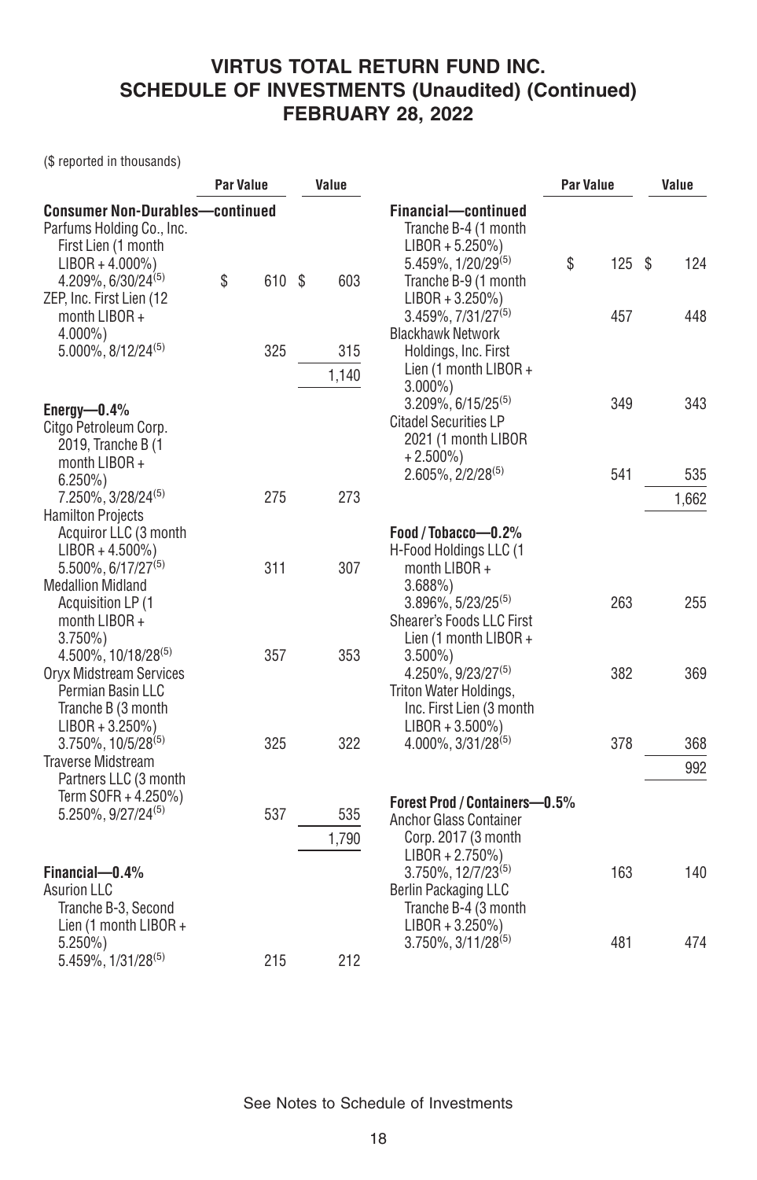# VIRTUS TOTAL RETURN FUND INC.
## SCHEDULE OF INVESTMENTS (Unaudited) (Continued)
## FEBRUARY 28, 2022

($ reported in thousands)

| | Par Value | Value |
|---|---|---|
| **Consumer Non-Durables—continued** | | |
| Parfums Holding Co., Inc. First Lien (1 month LIBOR + 4.000%) 4.209%, 6/30/24[(5)] | $ 610 | $ 603 |
| ZEP, Inc. First Lien (12 month LIBOR + 4.000%) 5.000%, 8/12/24[(5)] | 325 | 315 |
| | | 1,140 |
| **Energy—0.4%** | | |
| Citgo Petroleum Corp. 2019, Tranche B (1 month LIBOR + 6.250%) 7.250%, 3/28/24[(5)] | 275 | 273 |
| Hamilton Projects Acquiror LLC (3 month LIBOR + 4.500%) 5.500%, 6/17/27[(5)] | 311 | 307 |
| Medallion Midland Acquisition LP (1 month LIBOR + 3.750%) 4.500%, 10/18/28[(5)] | 357 | 353 |
| Oryx Midstream Services Permian Basin LLC Tranche B (3 month LIBOR + 3.250%) 3.750%, 10/5/28[(5)] | 325 | 322 |
| Traverse Midstream Partners LLC (3 month Term SOFR + 4.250%) 5.250%, 9/27/24[(5)] | 537 | 535 |
| | | 1,790 |
| **Financial—0.4%** | | |
| Asurion LLC | | |
| Tranche B-3, Second Lien (1 month LIBOR + 5.250%) 5.459%, 1/31/28[(5)] | 215 | 212 |
| Tranche B-4 (1 month LIBOR + 5.250%) 5.459%, 1/20/29[(5)] | $ 125 | $ 124 |
| Tranche B-9 (1 month LIBOR + 3.250%) 3.459%, 7/31/27[(5)] | 457 | 448 |
| Blackhawk Network Holdings, Inc. First Lien (1 month LIBOR + 3.000%) 3.209%, 6/15/25[(5)] | 349 | 343 |
| Citadel Securities LP 2021 (1 month LIBOR + 2.500%) 2.605%, 2/2/28[(5)] | 541 | 535 |
| | | 1,662 |
| **Food / Tobacco—0.2%** | | |
| H-Food Holdings LLC (1 month LIBOR + 3.688%) 3.896%, 5/23/25[(5)] | 263 | 255 |
| Shearer's Foods LLC First Lien (1 month LIBOR + 3.500%) 4.250%, 9/23/27[(5)] | 382 | 369 |
| Triton Water Holdings, Inc. First Lien (3 month LIBOR + 3.500%) 4.000%, 3/31/28[(5)] | 378 | 368 |
| | | 992 |
| **Forest Prod / Containers—0.5%** | | |
| Anchor Glass Container Corp. 2017 (3 month LIBOR + 2.750%) 3.750%, 12/7/23[(5)] | 163 | 140 |
| Berlin Packaging LLC Tranche B-4 (3 month LIBOR + 3.250%) 3.750%, 3/11/28[(5)] | 481 | 474 |

See Notes to Schedule of Investments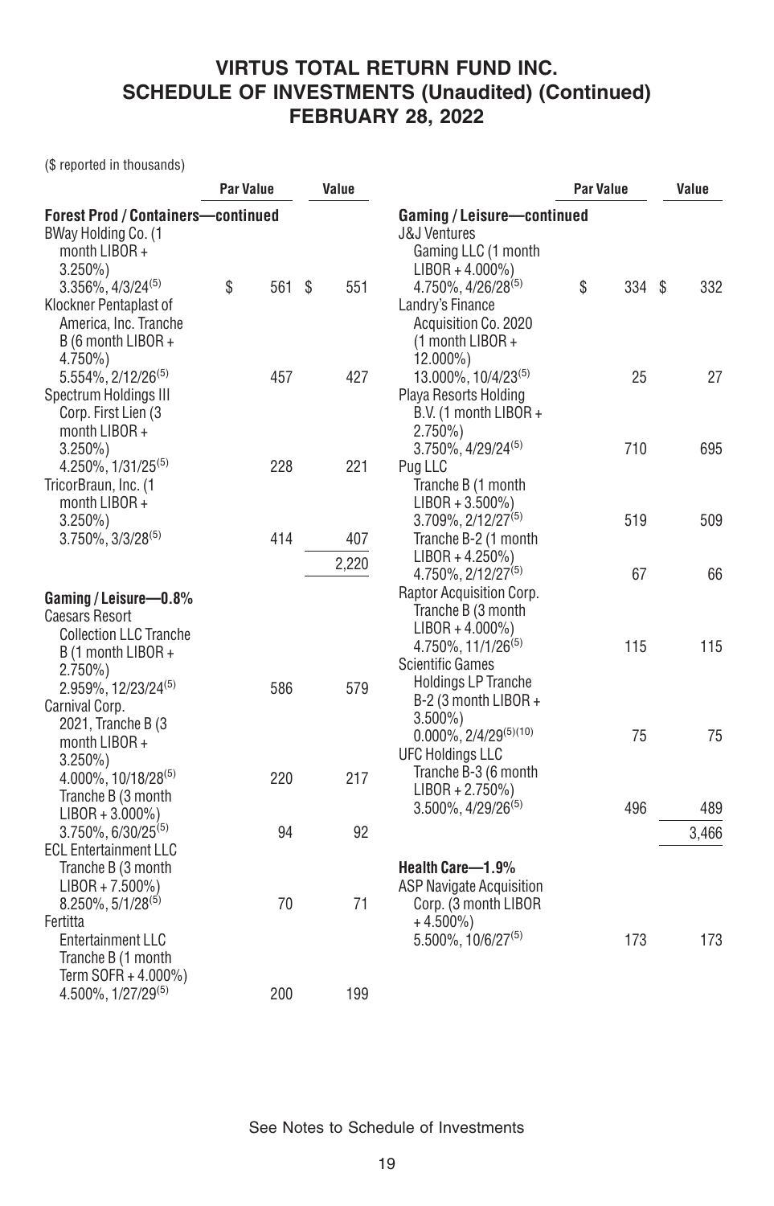VIRTUS TOTAL RETURN FUND INC.
SCHEDULE OF INVESTMENTS (Unaudited) (Continued)
FEBRUARY 28, 2022

($ reported in thousands)

| | Par Value | Value |
|---|---|---|
| **Forest Prod / Containers—continued** | | |
| BWay Holding Co. (1 month LIBOR + 3.250%) 3.356%, 4/3/24[(5)] | $ 561 | $ 551 |
| Klockner Pentaplast of America, Inc. Tranche B (6 month LIBOR + 4.750%) 5.554%, 2/12/26[(5)] | 457 | 427 |
| Spectrum Holdings III Corp. First Lien (3 month LIBOR + 3.250%) 4.250%, 1/31/25[(5)] | 228 | 221 |
| TricorBraun, Inc. (1 month LIBOR + 3.250%) 3.750%, 3/3/28[(5)] | 414 | 407 |
| | | 2,220 |
| **Gaming / Leisure—0.8%** | | |
| Caesars Resort Collection LLC Tranche B (1 month LIBOR + 2.750%) 2.959%, 12/23/24[(5)] | 586 | 579 |
| Carnival Corp. | | |
| 2021, Tranche B (3 month LIBOR + 3.250%) 4.000%, 10/18/28[(5)] | 220 | 217 |
| Tranche B (3 month LIBOR + 3.000%) 3.750%, 6/30/25[(5)] | 94 | 92 |
| ECL Entertainment LLC Tranche B (3 month LIBOR + 7.500%) 8.250%, 5/1/28[(5)] | 70 | 71 |
| Fertitta Entertainment LLC Tranche B (1 month Term SOFR + 4.000%) 4.500%, 1/27/29[(5)] | 200 | 199 |
| **Gaming / Leisure—continued** | | |
| J&J Ventures Gaming LLC (1 month LIBOR + 4.000%) 4.750%, 4/26/28[(5)] | $ 334 | $ 332 |
| Landry's Finance Acquisition Co. 2020 (1 month LIBOR + 12.000%) 13.000%, 10/4/23[(5)] | 25 | 27 |
| Playa Resorts Holding B.V. (1 month LIBOR + 2.750%) 3.750%, 4/29/24[(5)] | 710 | 695 |
| Pug LLC | | |
| Tranche B (1 month LIBOR + 3.500%) 3.709%, 2/12/27[(5)] | 519 | 509 |
| Tranche B-2 (1 month LIBOR + 4.250%) 4.750%, 2/12/27[(5)] | 67 | 66 |
| Raptor Acquisition Corp. Tranche B (3 month LIBOR + 4.000%) 4.750%, 11/1/26[(5)] | 115 | 115 |
| Scientific Games Holdings LP Tranche B-2 (3 month LIBOR + 3.500%) 0.000%, 2/4/29[(5)(10)] | 75 | 75 |
| UFC Holdings LLC Tranche B-3 (6 month LIBOR + 2.750%) 3.500%, 4/29/26[(5)] | 496 | 489 |
| | | 3,466 |
| **Health Care—1.9%** | | |
| ASP Navigate Acquisition Corp. (3 month LIBOR + 4.500%) 5.500%, 10/6/27[(5)] | 173 | 173 |

See Notes to Schedule of Investments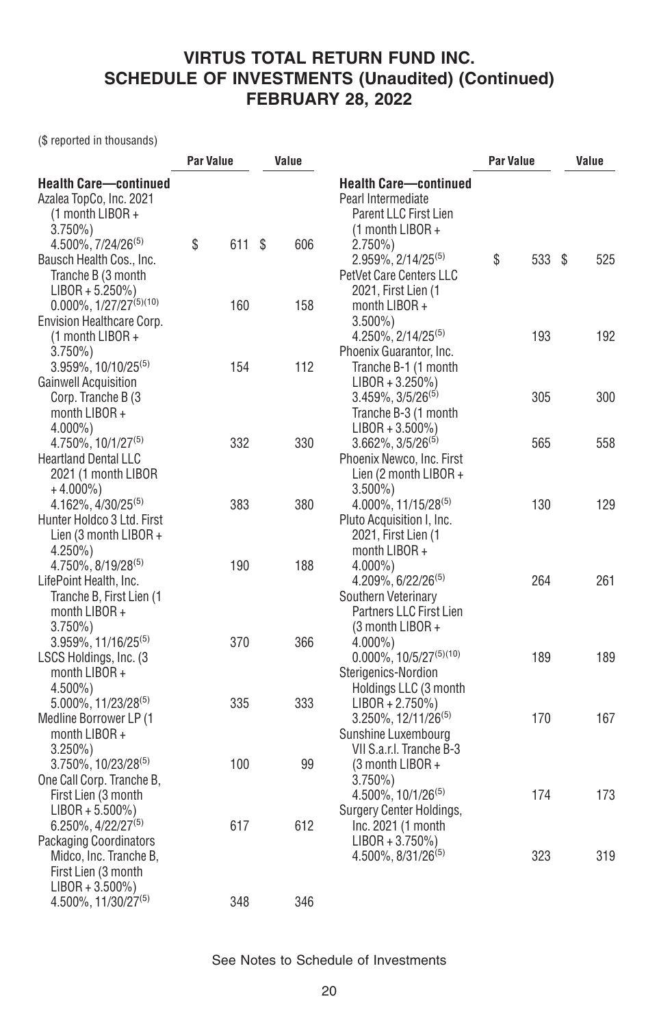# VIRTUS TOTAL RETURN FUND INC.
## SCHEDULE OF INVESTMENTS (Unaudited) (Continued)
## FEBRUARY 28, 2022

($ reported in thousands)

| | Par Value | Value |
|---|---|---|
| **Health Care—continued** | | |
| Azalea TopCo, Inc. 2021 (1 month LIBOR + 3.750%) 4.500%, 7/24/26[5] | $ 611 | $ 606 |
| Bausch Health Cos., Inc. Tranche B (3 month LIBOR + 5.250%) 0.000%, 1/27/27[5][10] | 160 | 158 |
| Envision Healthcare Corp. (1 month LIBOR + 3.750%) 3.959%, 10/10/25[5] | 154 | 112 |
| Gainwell Acquisition Corp. Tranche B (3 month LIBOR + 4.000%) 4.750%, 10/1/27[5] | 332 | 330 |
| Heartland Dental LLC 2021 (1 month LIBOR + 4.000%) 4.162%, 4/30/25[5] | 383 | 380 |
| Hunter Holdco 3 Ltd. First Lien (3 month LIBOR + 4.250%) 4.750%, 8/19/28[5] | 190 | 188 |
| LifePoint Health, Inc. Tranche B, First Lien (1 month LIBOR + 3.750%) 3.959%, 11/16/25[5] | 370 | 366 |
| LSCS Holdings, Inc. (3 month LIBOR + 4.500%) 5.000%, 11/23/28[5] | 335 | 333 |
| Medline Borrower LP (1 month LIBOR + 3.250%) 3.750%, 10/23/28[5] | 100 | 99 |
| One Call Corp. Tranche B, First Lien (3 month LIBOR + 5.500%) 6.250%, 4/22/27[5] | 617 | 612 |
| Packaging Coordinators Midco, Inc. Tranche B, First Lien (3 month LIBOR + 3.500%) 4.500%, 11/30/27[5] | 348 | 346 |
| **Health Care—continued** | | |
| Pearl Intermediate Parent LLC First Lien (1 month LIBOR + 2.750%) 2.959%, 2/14/25[5] | $ 533 | $ 525 |
| PetVet Care Centers LLC 2021, First Lien (1 month LIBOR + 3.500%) 4.250%, 2/14/25[5] | 193 | 192 |
| Phoenix Guarantor, Inc. Tranche B-1 (1 month LIBOR + 3.250%) 3.459%, 3/5/26[5] | 305 | 300 |
| Tranche B-3 (1 month LIBOR + 3.500%) 3.662%, 3/5/26[5] | 565 | 558 |
| Phoenix Newco, Inc. First Lien (2 month LIBOR + 3.500%) 4.000%, 11/15/28[5] | 130 | 129 |
| Pluto Acquisition I, Inc. 2021, First Lien (1 month LIBOR + 4.000%) 4.209%, 6/22/26[5] | 264 | 261 |
| Southern Veterinary Partners LLC First Lien (3 month LIBOR + 4.000%) 0.000%, 10/5/27[5][10] | 189 | 189 |
| Sterigenics-Nordion Holdings LLC (3 month LIBOR + 2.750%) 3.250%, 12/11/26[5] | 170 | 167 |
| Sunshine Luxembourg VII S.a.r.l. Tranche B-3 (3 month LIBOR + 3.750%) 4.500%, 10/1/26[5] | 174 | 173 |
| Surgery Center Holdings, Inc. 2021 (1 month LIBOR + 3.750%) 4.500%, 8/31/26[5] | 323 | 319 |

See Notes to Schedule of Investments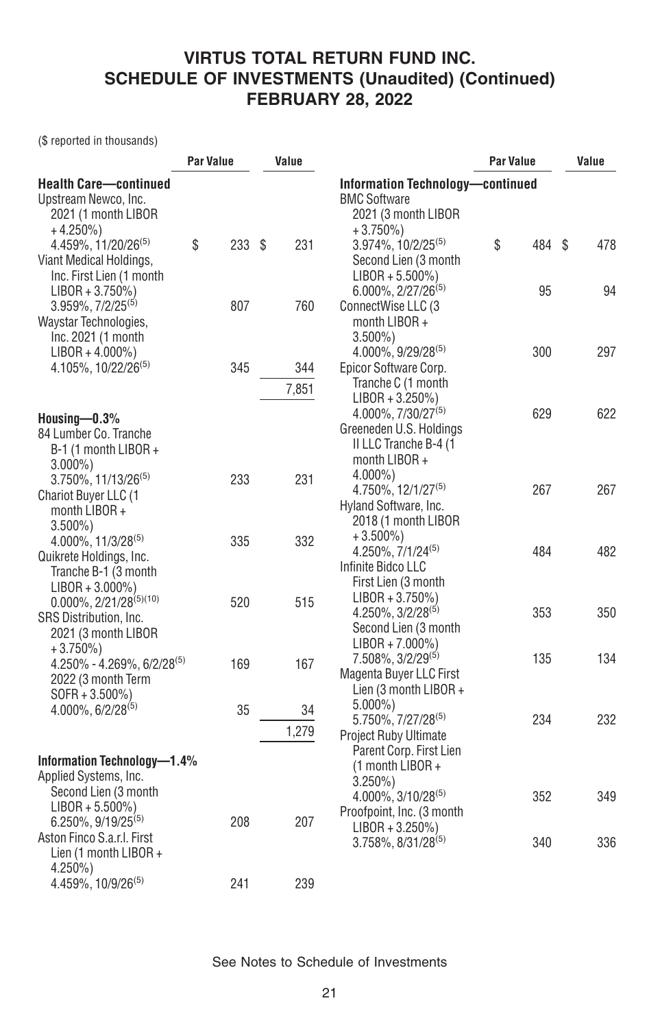# VIRTUS TOTAL RETURN FUND INC.
## SCHEDULE OF INVESTMENTS (Unaudited) (Continued)
## FEBRUARY 28, 2022

($ reported in thousands)

| | Par Value | Value |
|---|---|---|
| **Health Care—continued** | | |
| Upstream Newco, Inc. 2021 (1 month LIBOR + 4.250%) 4.459%, 11/20/26[(5)] | $ 233 | $ 231 |
| Viant Medical Holdings, Inc. First Lien (1 month LIBOR + 3.750%) 3.959%, 7/2/25[(5)] | 807 | 760 |
| Waystar Technologies, Inc. 2021 (1 month LIBOR + 4.000%) 4.105%, 10/22/26[(5)] | 345 | 344 |
| | | 7,851 |
| **Housing—0.3%** | | |
| 84 Lumber Co. Tranche B-1 (1 month LIBOR + 3.000%) 3.750%, 11/13/26[(5)] | 233 | 231 |
| Chariot Buyer LLC (1 month LIBOR + 3.500%) 4.000%, 11/3/28[(5)] | 335 | 332 |
| Quikrete Holdings, Inc. Tranche B-1 (3 month LIBOR + 3.000%) 0.000%, 2/21/28[(5)(10)] | 520 | 515 |
| SRS Distribution, Inc. | | |
| 2021 (3 month LIBOR + 3.750%) 4.250% - 4.269%, 6/2/28[(5)] | 169 | 167 |
| 2022 (3 month Term SOFR + 3.500%) 4.000%, 6/2/28[(5)] | 35 | 34 |
| | | 1,279 |
| **Information Technology—1.4%** | | |
| Applied Systems, Inc. Second Lien (3 month LIBOR + 5.500%) 6.250%, 9/19/25[(5)] | 208 | 207 |
| Aston Finco S.a.r.l. First Lien (1 month LIBOR + 4.250%) 4.459%, 10/9/26[(5)] | 241 | 239 |
| **Information Technology—continued** | | |
| BMC Software | | |
| 2021 (3 month LIBOR + 3.750%) 3.974%, 10/2/25[(5)] | $ 484 | $ 478 |
| Second Lien (3 month LIBOR + 5.500%) 6.000%, 2/27/26[(5)] | 95 | 94 |
| ConnectWise LLC (3 month LIBOR + 3.500%) 4.000%, 9/29/28[(5)] | 300 | 297 |
| Epicor Software Corp. Tranche C (1 month LIBOR + 3.250%) 4.000%, 7/30/27[(5)] | 629 | 622 |
| Greeneden U.S. Holdings II LLC Tranche B-4 (1 month LIBOR + 4.000%) 4.750%, 12/1/27[(5)] | 267 | 267 |
| Hyland Software, Inc. 2018 (1 month LIBOR + 3.500%) 4.250%, 7/1/24[(5)] | 484 | 482 |
| Infinite Bidco LLC | | |
| First Lien (3 month LIBOR + 3.750%) 4.250%, 3/2/28[(5)] | 353 | 350 |
| Second Lien (3 month LIBOR + 7.000%) 7.508%, 3/2/29[(5)] | 135 | 134 |
| Magenta Buyer LLC First Lien (3 month LIBOR + 5.000%) 5.750%, 7/27/28[(5)] | 234 | 232 |
| Project Ruby Ultimate Parent Corp. First Lien (1 month LIBOR + 3.250%) 4.000%, 3/10/28[(5)] | 352 | 349 |
| Proofpoint, Inc. (3 month LIBOR + 3.250%) 3.758%, 8/31/28[(5)] | 340 | 336 |

See Notes to Schedule of Investments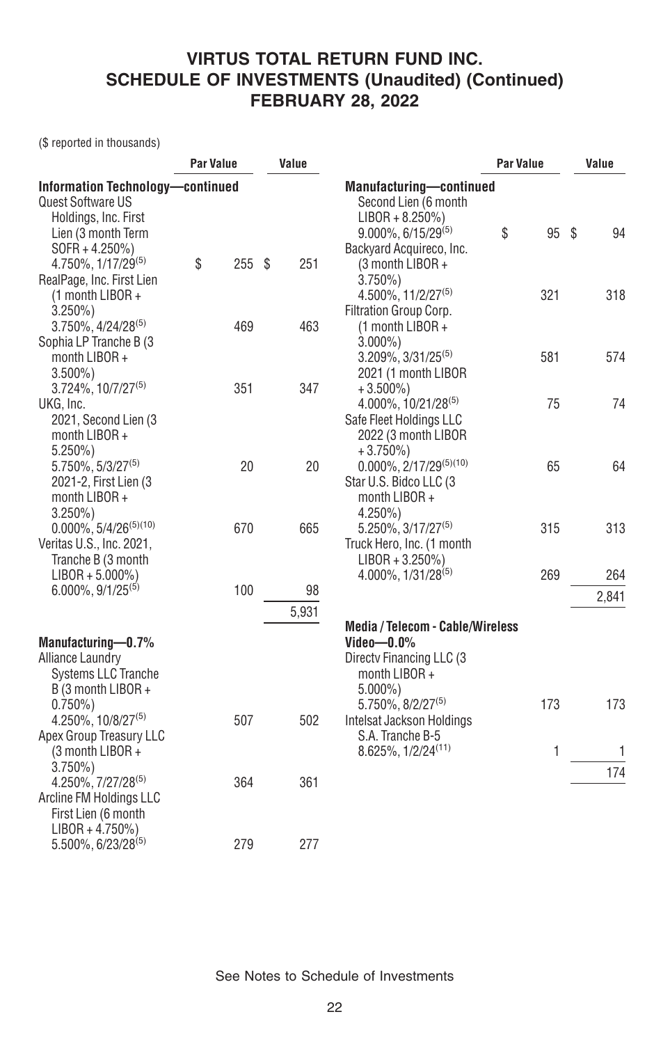# VIRTUS TOTAL RETURN FUND INC.
## SCHEDULE OF INVESTMENTS (Unaudited) (Continued)
## FEBRUARY 28, 2022

($ reported in thousands)

| | Par Value | Value |
|---|---|---|
| **Information Technology—continued** | | |
| Quest Software US Holdings, Inc. First Lien (3 month Term SOFR + 4.250%) 4.750%, 1/17/29[(5)] | $ 255 | $ 251 |
| RealPage, Inc. First Lien (1 month LIBOR + 3.250%) 3.750%, 4/24/28[(5)] | 469 | 463 |
| Sophia LP Tranche B (3 month LIBOR + 3.500%) 3.724%, 10/7/27[(5)] | 351 | 347 |
| UKG, Inc. | | |
| 2021, Second Lien (3 month LIBOR + 5.250%) 5.750%, 5/3/27[(5)] | 20 | 20 |
| 2021-2, First Lien (3 month LIBOR + 3.250%) 0.000%, 5/4/26[(5)(10)] | 670 | 665 |
| Veritas U.S., Inc. 2021, Tranche B (3 month LIBOR + 5.000%) 6.000%, 9/1/25[(5)] | 100 | 98 |
| | | 5,931 |
| **Manufacturing—0.7%** | | |
| Alliance Laundry Systems LLC Tranche B (3 month LIBOR + 0.750%) 4.250%, 10/8/27[(5)] | 507 | 502 |
| Apex Group Treasury LLC (3 month LIBOR + 3.750%) 4.250%, 7/27/28[(5)] | 364 | 361 |
| Arcline FM Holdings LLC | | |
| First Lien (6 month LIBOR + 4.750%) 5.500%, 6/23/28[(5)] | 279 | 277 |
| Second Lien (6 month LIBOR + 8.250%) 9.000%, 6/15/29[(5)] | $ 95 | $ 94 |
| Backyard Acquireco, Inc. (3 month LIBOR + 3.750%) 4.500%, 11/2/27[(5)] | 321 | 318 |
| Filtration Group Corp. | | |
| (1 month LIBOR + 3.000%) 3.209%, 3/31/25[(5)] | 581 | 574 |
| 2021 (1 month LIBOR + 3.500%) 4.000%, 10/21/28[(5)] | 75 | 74 |
| Safe Fleet Holdings LLC 2022 (3 month LIBOR + 3.750%) 0.000%, 2/17/29[(5)(10)] | 65 | 64 |
| Star U.S. Bidco LLC (3 month LIBOR + 4.250%) 5.250%, 3/17/27[(5)] | 315 | 313 |
| Truck Hero, Inc. (1 month LIBOR + 3.250%) 4.000%, 1/31/28[(5)] | 269 | 264 |
| | | 2,841 |
| **Media / Telecom - Cable/Wireless Video—0.0%** | | |
| Directv Financing LLC (3 month LIBOR + 5.000%) 5.750%, 8/2/27[(5)] | 173 | 173 |
| Intelsat Jackson Holdings S.A. Tranche B-5 8.625%, 1/2/24[(11)] | 1 | 1 |
| | | 174 |

See Notes to Schedule of Investments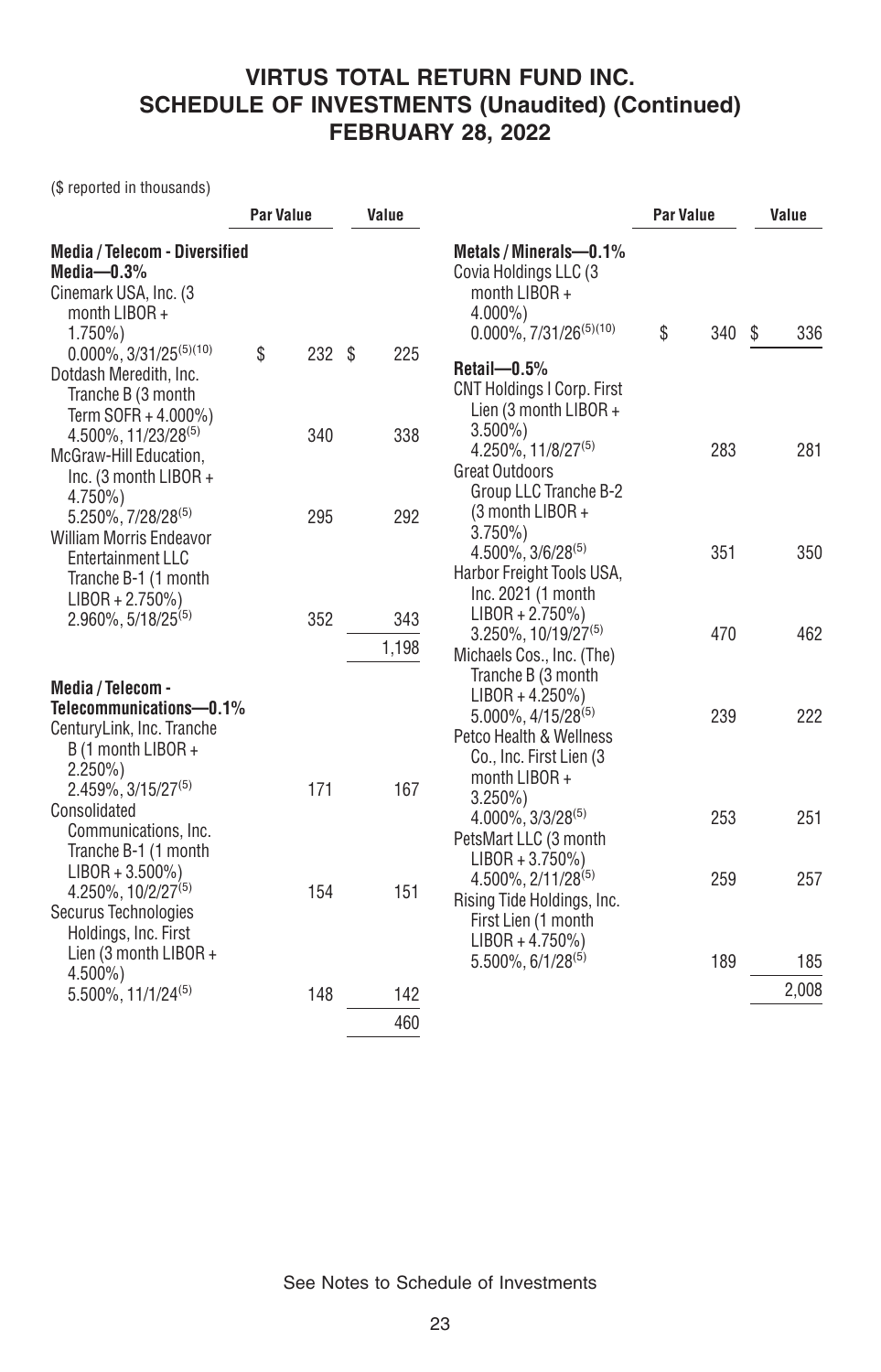# VIRTUS TOTAL RETURN FUND INC.
## SCHEDULE OF INVESTMENTS (Unaudited) (Continued)
## FEBRUARY 28, 2022

($ reported in thousands)

| | Par Value | Value |
|---|---|---|
| **Media / Telecom - Diversified Media—0.3%** | | |
| Cinemark USA, Inc. (3 month LIBOR + 1.750%) 0.000%, 3/31/25[(5)(10)] | $ 232 | $ 225 |
| Dotdash Meredith, Inc. Tranche B (3 month Term SOFR + 4.000%) 4.500%, 11/23/28[(5)] | 340 | 338 |
| McGraw-Hill Education, Inc. (3 month LIBOR + 4.750%) 5.250%, 7/28/28[(5)] | 295 | 292 |
| William Morris Endeavor Entertainment LLC Tranche B-1 (1 month LIBOR + 2.750%) 2.960%, 5/18/25[(5)] | 352 | 343 |
| | | 1,198 |
| **Media / Telecom - Telecommunications—0.1%** | | |
| CenturyLink, Inc. Tranche B (1 month LIBOR + 2.250%) 2.459%, 3/15/27[(5)] | 171 | 167 |
| Consolidated Communications, Inc. Tranche B-1 (1 month LIBOR + 3.500%) 4.250%, 10/2/27[(5)] | 154 | 151 |
| Securus Technologies Holdings, Inc. First Lien (3 month LIBOR + 4.500%) 5.500%, 11/1/24[(5)] | 148 | 142 |
| | | 460 |
| **Metals / Minerals—0.1%** | | |
| Covia Holdings LLC (3 month LIBOR + 4.000%) 0.000%, 7/31/26[(5)(10)] | $ 340 | $ 336 |
| **Retail—0.5%** | | |
| CNT Holdings I Corp. First Lien (3 month LIBOR + 3.500%) 4.250%, 11/8/27[(5)] | 283 | 281 |
| Great Outdoors Group LLC Tranche B-2 (3 month LIBOR + 3.750%) 4.500%, 3/6/28[(5)] | 351 | 350 |
| Harbor Freight Tools USA, Inc. 2021 (1 month LIBOR + 2.750%) 3.250%, 10/19/27[(5)] | 470 | 462 |
| Michaels Cos., Inc. (The) Tranche B (3 month LIBOR + 4.250%) 5.000%, 4/15/28[(5)] | 239 | 222 |
| Petco Health & Wellness Co., Inc. First Lien (3 month LIBOR + 3.250%) 4.000%, 3/3/28[(5)] | 253 | 251 |
| PetsMart LLC (3 month LIBOR + 3.750%) 4.500%, 2/11/28[(5)] | 259 | 257 |
| Rising Tide Holdings, Inc. First Lien (1 month LIBOR + 4.750%) 5.500%, 6/1/28[(5)] | 189 | 185 |
| | | 2,008 |

See Notes to Schedule of Investments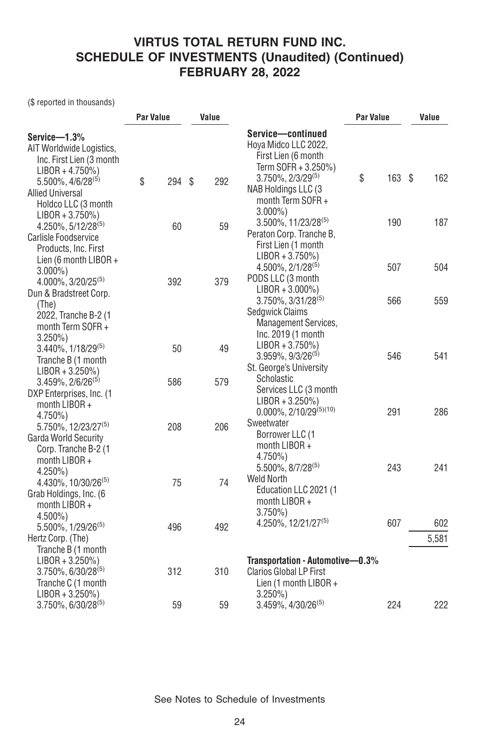# VIRTUS TOTAL RETURN FUND INC.
## SCHEDULE OF INVESTMENTS (Unaudited) (Continued)
## FEBRUARY 28, 2022

($ reported in thousands)

| | Par Value | Value |
|---|---|---|
| **Service—1.3%** | | |
| AIT Worldwide Logistics, Inc. First Lien (3 month LIBOR + 4.750%) 5.500%, 4/6/28[5] | $ 294 | $ 292 |
| Allied Universal Holdco LLC (3 month LIBOR + 3.750%) 4.250%, 5/12/28[5] | 60 | 59 |
| Carlisle Foodservice Products, Inc. First Lien (6 month LIBOR + 3.000%) 4.000%, 3/20/25[5] | 392 | 379 |
| Dun & Bradstreet Corp. (The) | | |
| 2022, Tranche B-2 (1 month Term SOFR + 3.250%) 3.440%, 1/18/29[5] | 50 | 49 |
| Tranche B (1 month LIBOR + 3.250%) 3.459%, 2/6/26[5] | 586 | 579 |
| DXP Enterprises, Inc. (1 month LIBOR + 4.750%) 5.750%, 12/23/27[5] | 208 | 206 |
| Garda World Security Corp. Tranche B-2 (1 month LIBOR + 4.250%) 4.430%, 10/30/26[5] | 75 | 74 |
| Grab Holdings, Inc. (6 month LIBOR + 4.500%) 5.500%, 1/29/26[5] | 496 | 492 |
| Hertz Corp. (The) | | |
| Tranche B (1 month LIBOR + 3.250%) 3.750%, 6/30/28[5] | 312 | 310 |
| Tranche C (1 month LIBOR + 3.250%) 3.750%, 6/30/28[5] | 59 | 59 |
| **Service—continued** | | |
| Hoya Midco LLC 2022, First Lien (6 month Term SOFR + 3.250%) 3.750%, 2/3/29[5] | $ 163 | $ 162 |
| NAB Holdings LLC (3 month Term SOFR + 3.000%) 3.500%, 11/23/28[5] | 190 | 187 |
| Peraton Corp. Tranche B, First Lien (1 month LIBOR + 3.750%) 4.500%, 2/1/28[5] | 507 | 504 |
| PODS LLC (3 month LIBOR + 3.000%) 3.750%, 3/31/28[5] | 566 | 559 |
| Sedgwick Claims Management Services, Inc. 2019 (1 month LIBOR + 3.750%) 3.959%, 9/3/26[5] | 546 | 541 |
| St. George's University Scholastic Services LLC (3 month LIBOR + 3.250%) 0.000%, 2/10/29[5][10] | 291 | 286 |
| Sweetwater Borrower LLC (1 month LIBOR + 4.750%) 5.500%, 8/7/28[5] | 243 | 241 |
| Weld North Education LLC 2021 (1 month LIBOR + 3.750%) 4.250%, 12/21/27[5] | 607 | 602 |
| | | 5,581 |
| **Transportation - Automotive—0.3%** | | |
| Clarios Global LP First Lien (1 month LIBOR + 3.250%) 3.459%, 4/30/26[5] | 224 | 222 |

See Notes to Schedule of Investments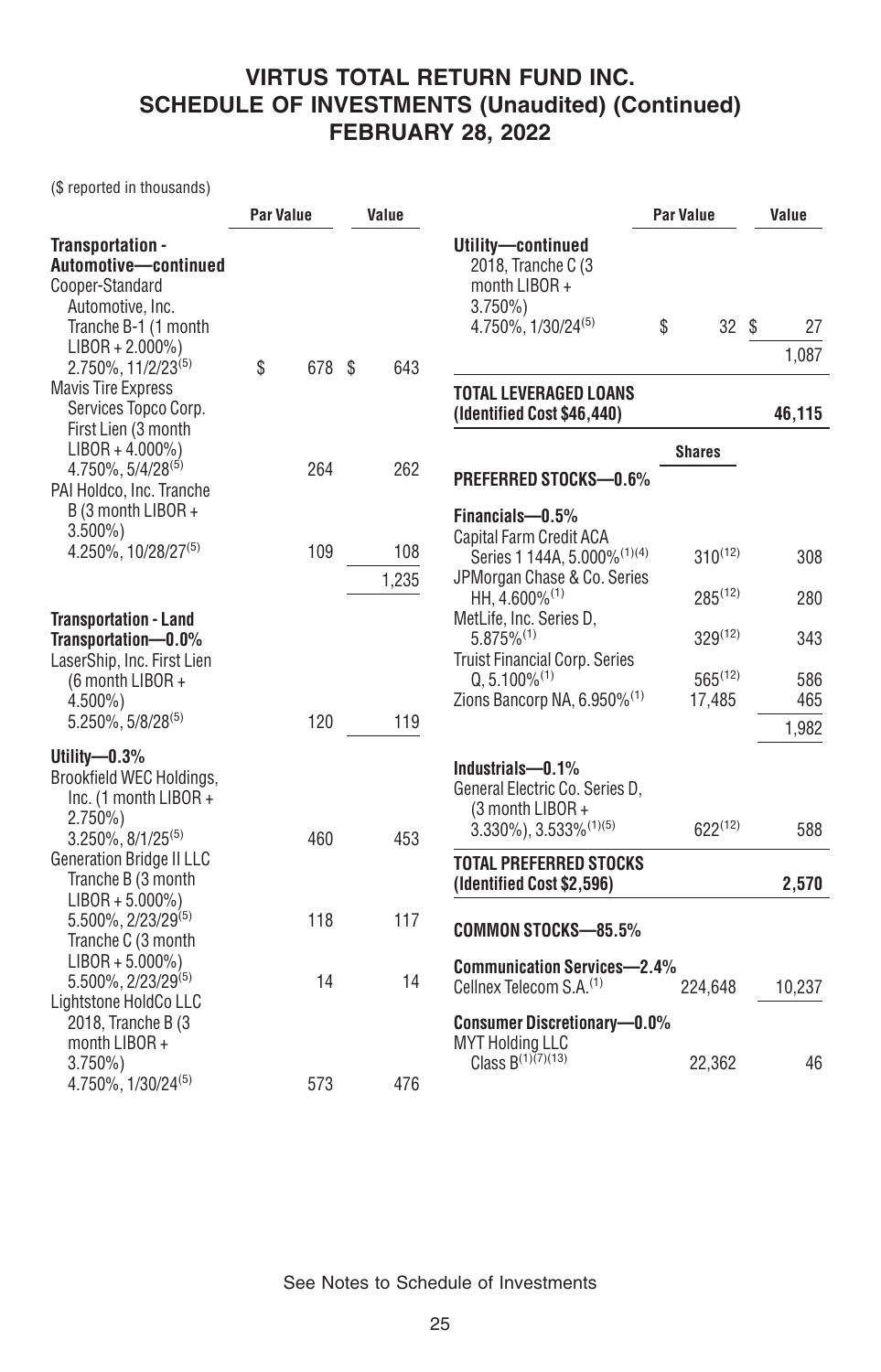VIRTUS TOTAL RETURN FUND INC.
SCHEDULE OF INVESTMENTS (Unaudited) (Continued)
FEBRUARY 28, 2022

($ reported in thousands)

| | Par Value | Value |
|---|---|---|
| **Transportation - Automotive—continued** | | |
| Cooper-Standard Automotive, Inc. Tranche B-1 (1 month LIBOR + 2.000%) 2.750%, 11/2/23[5] | $ 678 | $ 643 |
| Mavis Tire Express Services Topco Corp. First Lien (3 month LIBOR + 4.000%) 4.750%, 5/4/28[5] | 264 | 262 |
| PAI Holdco, Inc. Tranche B (3 month LIBOR + 3.500%) 4.250%, 10/28/27[5] | 109 | 108 |
| | | 1,235 |
| **Transportation - Land Transportation—0.0%** | | |
| LaserShip, Inc. First Lien (6 month LIBOR + 4.500%) 5.250%, 5/8/28[5] | 120 | 119 |
| **Utility—0.3%** | | |
| Brookfield WEC Holdings, Inc. (1 month LIBOR + 2.750%) 3.250%, 8/1/25[5] | 460 | 453 |
| Generation Bridge II LLC | | |
| Tranche B (3 month LIBOR + 5.000%) 5.500%, 2/23/29[5] | 118 | 117 |
| Tranche C (3 month LIBOR + 5.000%) 5.500%, 2/23/29[5] | 14 | 14 |
| Lightstone HoldCo LLC | | |
| 2018, Tranche B (3 month LIBOR + 3.750%) 4.750%, 1/30/24[5] | 573 | 476 |
| **Utility—continued** | | |
| 2018, Tranche C (3 month LIBOR + 3.750%) 4.750%, 1/30/24[5] | $ 32 | $ 27 |
| | | 1,087 |
| **TOTAL LEVERAGED LOANS (Identified Cost $46,440)** | | **46,115** |

| | Shares | Value |
|---|---|---|
| **PREFERRED STOCKS—0.6%** | | |
| **Financials—0.5%** | | |
| Capital Farm Credit ACA Series 1 144A, 5.000%[1][4] | 310[12] | 308 |
| JPMorgan Chase & Co. Series HH, 4.600%[1] | 285[12] | 280 |
| MetLife, Inc. Series D, 5.875%[1] | 329[12] | 343 |
| Truist Financial Corp. Series Q, 5.100%[1] | 565[12] | 586 |
| Zions Bancorp NA, 6.950%[1] | 17,485 | 465 |
| | | 1,982 |
| **Industrials—0.1%** | | |
| General Electric Co. Series D, (3 month LIBOR + 3.330%), 3.533%[1][5] | 622[12] | 588 |
| **TOTAL PREFERRED STOCKS (Identified Cost $2,596)** | | **2,570** |
| **COMMON STOCKS—85.5%** | | |
| **Communication Services—2.4%** | | |
| Cellnex Telecom S.A.[1] | 224,648 | 10,237 |
| **Consumer Discretionary—0.0%** | | |
| MYT Holding LLC Class B[1][7][13] | 22,362 | 46 |

See Notes to Schedule of Investments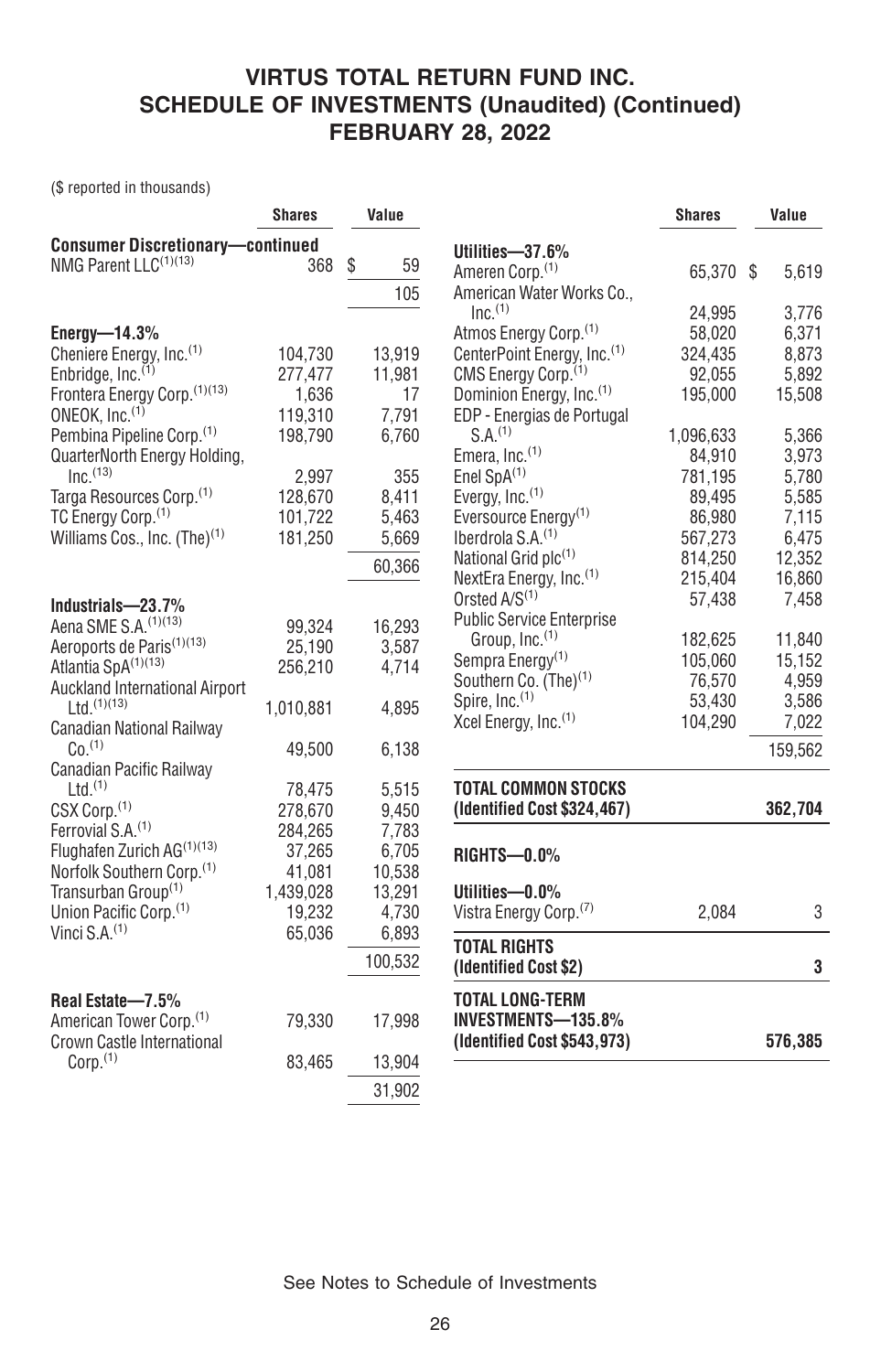# VIRTUS TOTAL RETURN FUND INC.
## SCHEDULE OF INVESTMENTS (Unaudited) (Continued)
## FEBRUARY 28, 2022

($ reported in thousands)

| | Shares | Value |
|---|---|---|
| **Consumer Discretionary—continued** | | |
| NMG Parent LLC[(1)(13)] | 368 | $ 59 |
| | | 105 |
| **Energy—14.3%** | | |
| Cheniere Energy, Inc.[(1)] | 104,730 | 13,919 |
| Enbridge, Inc.[(1)] | 277,477 | 11,981 |
| Frontera Energy Corp.[(1)(13)] | 1,636 | 17 |
| ONEOK, Inc.[(1)] | 119,310 | 7,791 |
| Pembina Pipeline Corp.[(1)] | 198,790 | 6,760 |
| QuarterNorth Energy Holding, Inc.[(13)] | 2,997 | 355 |
| Targa Resources Corp.[(1)] | 128,670 | 8,411 |
| TC Energy Corp.[(1)] | 101,722 | 5,463 |
| Williams Cos., Inc. (The)[(1)] | 181,250 | 5,669 |
| | | 60,366 |
| **Industrials—23.7%** | | |
| Aena SME S.A.[(1)(13)] | 99,324 | 16,293 |
| Aeroports de Paris[(1)(13)] | 25,190 | 3,587 |
| Atlantia SpA[(1)(13)] | 256,210 | 4,714 |
| Auckland International Airport Ltd.[(1)(13)] | 1,010,881 | 4,895 |
| Canadian National Railway Co.[(1)] | 49,500 | 6,138 |
| Canadian Pacific Railway Ltd.[(1)] | 78,475 | 5,515 |
| CSX Corp.[(1)] | 278,670 | 9,450 |
| Ferrovial S.A.[(1)] | 284,265 | 7,783 |
| Flughafen Zurich AG[(1)(13)] | 37,265 | 6,705 |
| Norfolk Southern Corp.[(1)] | 41,081 | 10,538 |
| Transurban Group[(1)] | 1,439,028 | 13,291 |
| Union Pacific Corp.[(1)] | 19,232 | 4,730 |
| Vinci S.A.[(1)] | 65,036 | 6,893 |
| | | 100,532 |
| **Real Estate—7.5%** | | |
| American Tower Corp.[(1)] | 79,330 | 17,998 |
| Crown Castle International Corp.[(1)] | 83,465 | 13,904 |
| | | 31,902 |
| **Utilities—37.6%** | | |
| Ameren Corp.[(1)] | 65,370 | $ 5,619 |
| American Water Works Co., Inc.[(1)] | 24,995 | 3,776 |
| Atmos Energy Corp.[(1)] | 58,020 | 6,371 |
| CenterPoint Energy, Inc.[(1)] | 324,435 | 8,873 |
| CMS Energy Corp.[(1)] | 92,055 | 5,892 |
| Dominion Energy, Inc.[(1)] | 195,000 | 15,508 |
| EDP - Energias de Portugal S.A.[(1)] | 1,096,633 | 5,366 |
| Emera, Inc.[(1)] | 84,910 | 3,973 |
| Enel SpA[(1)] | 781,195 | 5,780 |
| Evergy, Inc.[(1)] | 89,495 | 5,585 |
| Eversource Energy[(1)] | 86,980 | 7,115 |
| Iberdrola S.A.[(1)] | 567,273 | 6,475 |
| National Grid plc[(1)] | 814,250 | 12,352 |
| NextEra Energy, Inc.[(1)] | 215,404 | 16,860 |
| Orsted A/S[(1)] | 57,438 | 7,458 |
| Public Service Enterprise Group, Inc.[(1)] | 182,625 | 11,840 |
| Sempra Energy[(1)] | 105,060 | 15,152 |
| Southern Co. (The)[(1)] | 76,570 | 4,959 |
| Spire, Inc.[(1)] | 53,430 | 3,586 |
| Xcel Energy, Inc.[(1)] | 104,290 | 7,022 |
| | | 159,562 |
| **TOTAL COMMON STOCKS (Identified Cost $324,467)** | | **362,704** |
| **RIGHTS—0.0%** | | |
| **Utilities—0.0%** | | |
| Vistra Energy Corp.[(7)] | 2,084 | 3 |
| **TOTAL RIGHTS (Identified Cost $2)** | | **3** |
| **TOTAL LONG-TERM INVESTMENTS—135.8% (Identified Cost $543,973)** | | **576,385** |

See Notes to Schedule of Investments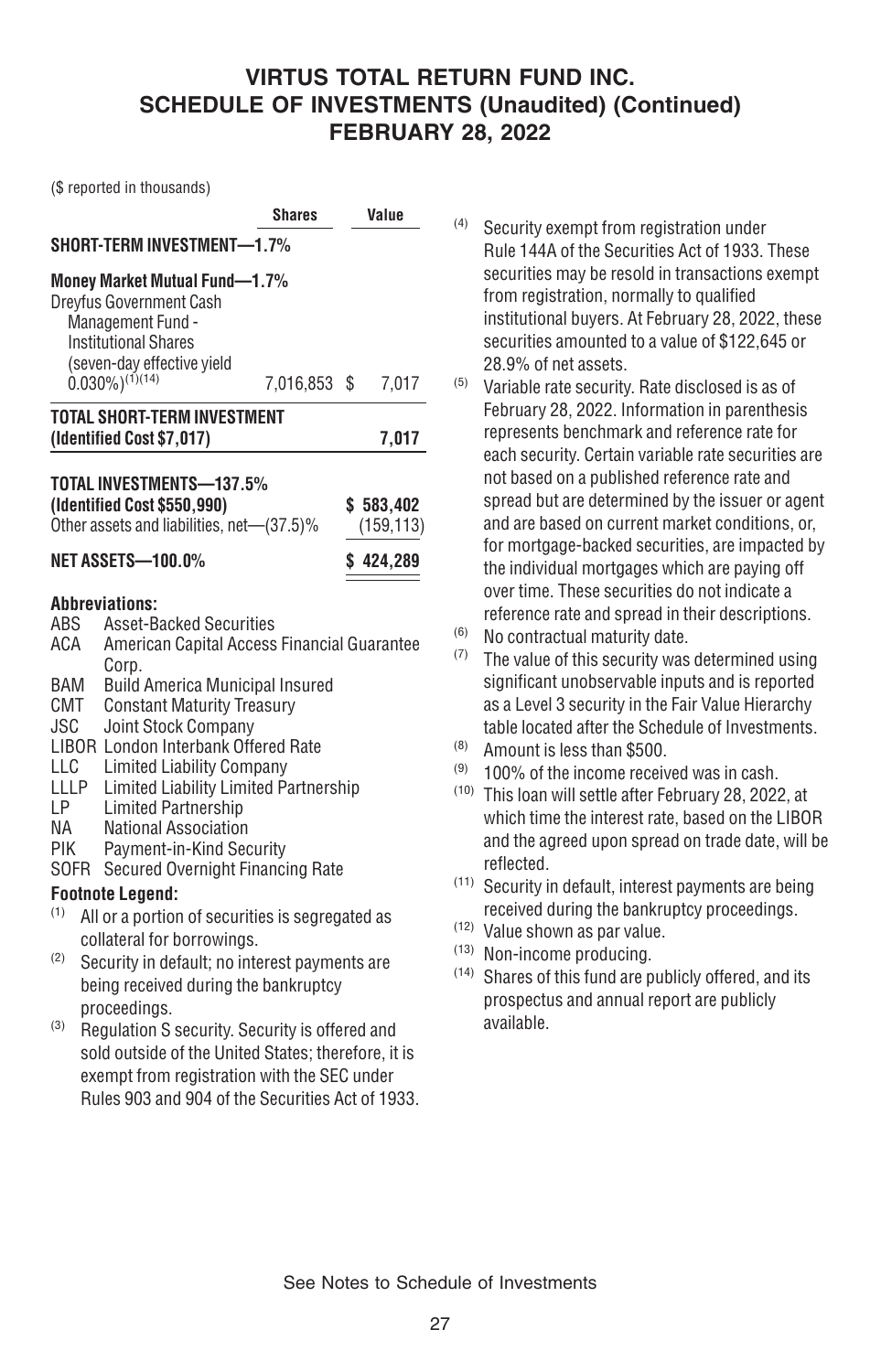# VIRTUS TOTAL RETURN FUND INC.
# SCHEDULE OF INVESTMENTS (Unaudited) (Continued)
# FEBRUARY 28, 2022

($ reported in thousands)

| | Shares | Value |
|---|---|---|
| **SHORT-TERM INVESTMENT—1.7%** | | |
| **Money Market Mutual Fund—1.7%** | | |
| Dreyfus Government Cash Management Fund - Institutional Shares (seven-day effective yield 0.030%)[(1)(14)] | 7,016,853 | $ 7,017 |
| **TOTAL SHORT-TERM INVESTMENT (Identified Cost $7,017)** | | **7,017** |
| **TOTAL INVESTMENTS—137.5% (Identified Cost $550,990)** | | **$ 583,402** |
| Other assets and liabilities, net—(37.5)% | | (159,113) |
| **NET ASSETS—100.0%** | | **$ 424,289** |

**Abbreviations:**

- ABS Asset-Backed Securities
- ACA American Capital Access Financial Guarantee Corp.
- BAM Build America Municipal Insured
- CMT Constant Maturity Treasury
- JSC Joint Stock Company
- LIBOR London Interbank Offered Rate
- LLC Limited Liability Company
- LLLP Limited Liability Limited Partnership
- LP Limited Partnership
- NA National Association
- PIK Payment-in-Kind Security
- SOFR Secured Overnight Financing Rate

**Footnote Legend:**

(1) All or a portion of securities is segregated as collateral for borrowings.

(2) Security in default; no interest payments are being received during the bankruptcy proceedings.

(3) Regulation S security. Security is offered and sold outside of the United States; therefore, it is exempt from registration with the SEC under Rules 903 and 904 of the Securities Act of 1933.

(4) Security exempt from registration under Rule 144A of the Securities Act of 1933. These securities may be resold in transactions exempt from registration, normally to qualified institutional buyers. At February 28, 2022, these securities amounted to a value of $122,645 or 28.9% of net assets.

(5) Variable rate security. Rate disclosed is as of February 28, 2022. Information in parenthesis represents benchmark and reference rate for each security. Certain variable rate securities are not based on a published reference rate and spread but are determined by the issuer or agent and are based on current market conditions, or, for mortgage-backed securities, are impacted by the individual mortgages which are paying off over time. These securities do not indicate a reference rate and spread in their descriptions.

(6) No contractual maturity date.

(7) The value of this security was determined using significant unobservable inputs and is reported as a Level 3 security in the Fair Value Hierarchy table located after the Schedule of Investments.

(8) Amount is less than $500.

(9) 100% of the income received was in cash.

(10) This loan will settle after February 28, 2022, at which time the interest rate, based on the LIBOR and the agreed upon spread on trade date, will be reflected.

(11) Security in default, interest payments are being received during the bankruptcy proceedings.

(12) Value shown as par value.

(13) Non-income producing.

(14) Shares of this fund are publicly offered, and its prospectus and annual report are publicly available.

See Notes to Schedule of Investments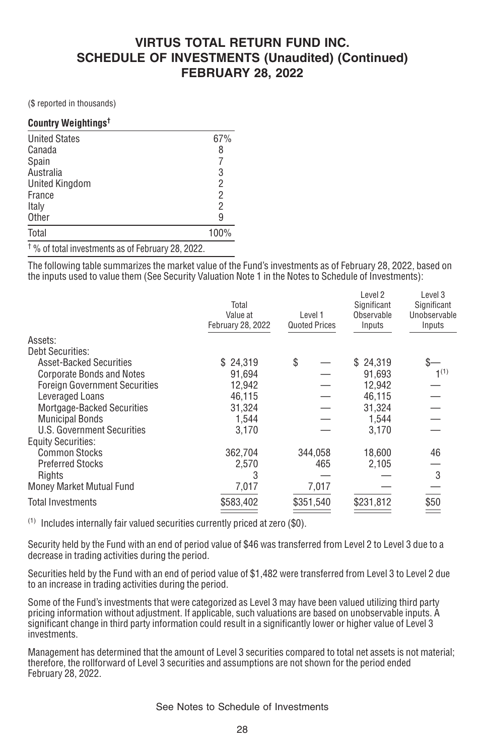# VIRTUS TOTAL RETURN FUND INC.
# SCHEDULE OF INVESTMENTS (Unaudited) (Continued)
# FEBRUARY 28, 2022

($ reported in thousands)

**Country Weightings†**

| | |
|---|---|
| United States | 67% |
| Canada | 8 |
| Spain | 7 |
| Australia | 3 |
| United Kingdom | 2 |
| France | 2 |
| Italy | 2 |
| Other | 9 |
| Total | 100% |

† % of total investments as of February 28, 2022.

The following table summarizes the market value of the Fund's investments as of February 28, 2022, based on the inputs used to value them (See Security Valuation Note 1 in the Notes to Schedule of Investments):

| | Total Value at February 28, 2022 | Level 1 Quoted Prices | Level 2 Significant Observable Inputs | Level 3 Significant Unobservable Inputs |
|---|---|---|---|---|
| Assets: | | | | |
| Debt Securities: | | | | |
| Asset-Backed Securities | $ 24,319 | $ — | $ 24,319 | $— |
| Corporate Bonds and Notes | 91,694 | — | 91,693 | 1[(1)] |
| Foreign Government Securities | 12,942 | — | 12,942 | — |
| Leveraged Loans | 46,115 | — | 46,115 | — |
| Mortgage-Backed Securities | 31,324 | — | 31,324 | — |
| Municipal Bonds | 1,544 | — | 1,544 | — |
| U.S. Government Securities | 3,170 | — | 3,170 | — |
| Equity Securities: | | | | |
| Common Stocks | 362,704 | 344,058 | 18,600 | 46 |
| Preferred Stocks | 2,570 | 465 | 2,105 | — |
| Rights | 3 | — | — | 3 |
| Money Market Mutual Fund | 7,017 | 7,017 | — | — |
| Total Investments | $583,402 | $351,540 | $231,812 | $50 |

(1) Includes internally fair valued securities currently priced at zero ($0).

Security held by the Fund with an end of period value of $46 was transferred from Level 2 to Level 3 due to a decrease in trading activities during the period.

Securities held by the Fund with an end of period value of $1,482 were transferred from Level 3 to Level 2 due to an increase in trading activities during the period.

Some of the Fund's investments that were categorized as Level 3 may have been valued utilizing third party pricing information without adjustment. If applicable, such valuations are based on unobservable inputs. A significant change in third party information could result in a significantly lower or higher value of Level 3 investments.

Management has determined that the amount of Level 3 securities compared to total net assets is not material; therefore, the rollforward of Level 3 securities and assumptions are not shown for the period ended February 28, 2022.

See Notes to Schedule of Investments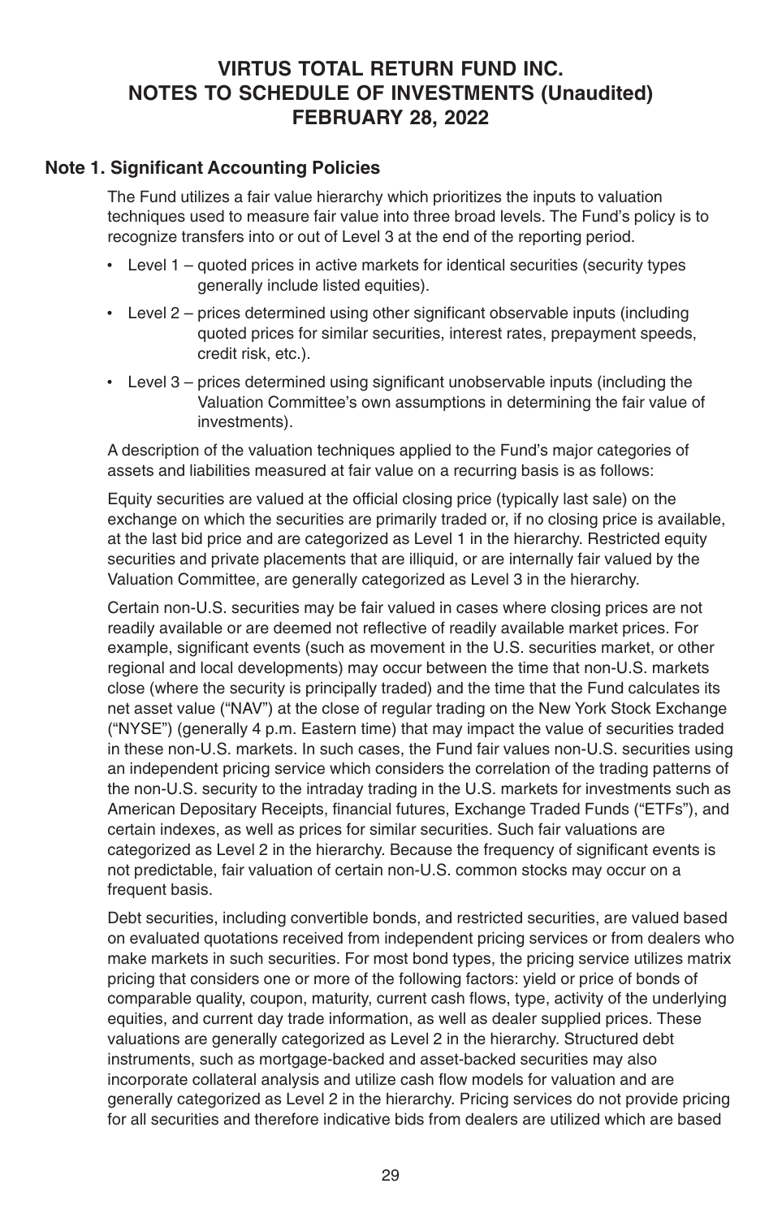# VIRTUS TOTAL RETURN FUND INC.
# NOTES TO SCHEDULE OF INVESTMENTS (Unaudited)
# FEBRUARY 28, 2022

## Note 1. Significant Accounting Policies

The Fund utilizes a fair value hierarchy which prioritizes the inputs to valuation techniques used to measure fair value into three broad levels. The Fund's policy is to recognize transfers into or out of Level 3 at the end of the reporting period.

- Level 1 – quoted prices in active markets for identical securities (security types generally include listed equities).
- Level 2 – prices determined using other significant observable inputs (including quoted prices for similar securities, interest rates, prepayment speeds, credit risk, etc.).
- Level 3 – prices determined using significant unobservable inputs (including the Valuation Committee's own assumptions in determining the fair value of investments).

A description of the valuation techniques applied to the Fund's major categories of assets and liabilities measured at fair value on a recurring basis is as follows:

Equity securities are valued at the official closing price (typically last sale) on the exchange on which the securities are primarily traded or, if no closing price is available, at the last bid price and are categorized as Level 1 in the hierarchy. Restricted equity securities and private placements that are illiquid, or are internally fair valued by the Valuation Committee, are generally categorized as Level 3 in the hierarchy.

Certain non-U.S. securities may be fair valued in cases where closing prices are not readily available or are deemed not reflective of readily available market prices. For example, significant events (such as movement in the U.S. securities market, or other regional and local developments) may occur between the time that non-U.S. markets close (where the security is principally traded) and the time that the Fund calculates its net asset value ("NAV") at the close of regular trading on the New York Stock Exchange ("NYSE") (generally 4 p.m. Eastern time) that may impact the value of securities traded in these non-U.S. markets. In such cases, the Fund fair values non-U.S. securities using an independent pricing service which considers the correlation of the trading patterns of the non-U.S. security to the intraday trading in the U.S. markets for investments such as American Depositary Receipts, financial futures, Exchange Traded Funds ("ETFs"), and certain indexes, as well as prices for similar securities. Such fair valuations are categorized as Level 2 in the hierarchy. Because the frequency of significant events is not predictable, fair valuation of certain non-U.S. common stocks may occur on a frequent basis.

Debt securities, including convertible bonds, and restricted securities, are valued based on evaluated quotations received from independent pricing services or from dealers who make markets in such securities. For most bond types, the pricing service utilizes matrix pricing that considers one or more of the following factors: yield or price of bonds of comparable quality, coupon, maturity, current cash flows, type, activity of the underlying equities, and current day trade information, as well as dealer supplied prices. These valuations are generally categorized as Level 2 in the hierarchy. Structured debt instruments, such as mortgage-backed and asset-backed securities may also incorporate collateral analysis and utilize cash flow models for valuation and are generally categorized as Level 2 in the hierarchy. Pricing services do not provide pricing for all securities and therefore indicative bids from dealers are utilized which are based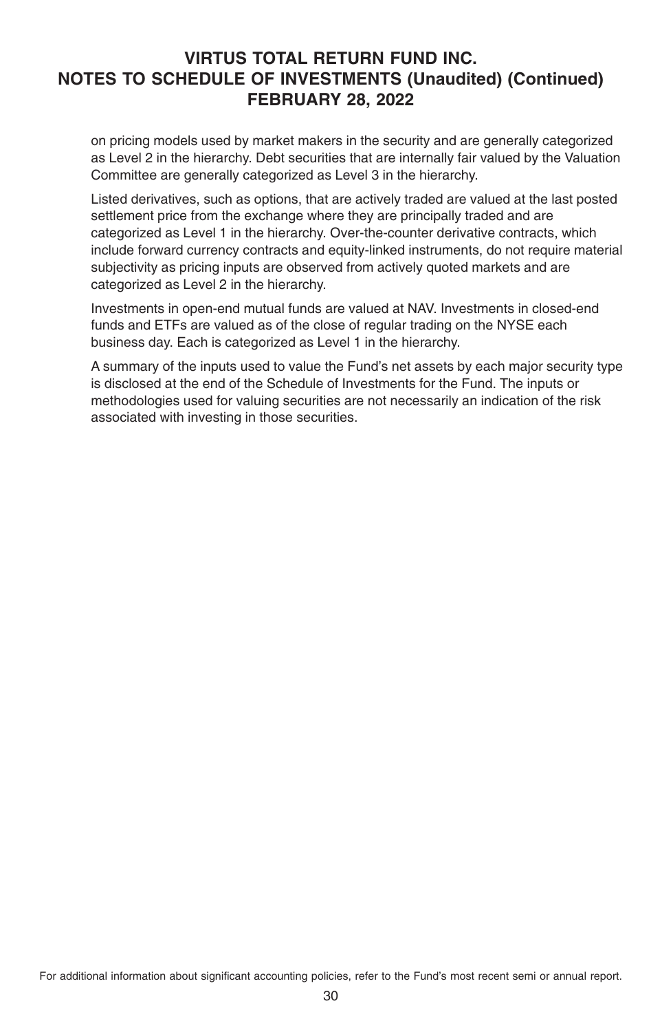on pricing models used by market makers in the security and are generally categorized as Level 2 in the hierarchy. Debt securities that are internally fair valued by the Valuation Committee are generally categorized as Level 3 in the hierarchy.

Listed derivatives, such as options, that are actively traded are valued at the last posted settlement price from the exchange where they are principally traded and are categorized as Level 1 in the hierarchy. Over-the-counter derivative contracts, which include forward currency contracts and equity-linked instruments, do not require material subjectivity as pricing inputs are observed from actively quoted markets and are categorized as Level 2 in the hierarchy.

Investments in open-end mutual funds are valued at NAV. Investments in closed-end funds and ETFs are valued as of the close of regular trading on the NYSE each business day. Each is categorized as Level 1 in the hierarchy.

A summary of the inputs used to value the Fund's net assets by each major security type is disclosed at the end of the Schedule of Investments for the Fund. The inputs or methodologies used for valuing securities are not necessarily an indication of the risk associated with investing in those securities.

For additional information about significant accounting policies, refer to the Fund's most recent semi or annual report.